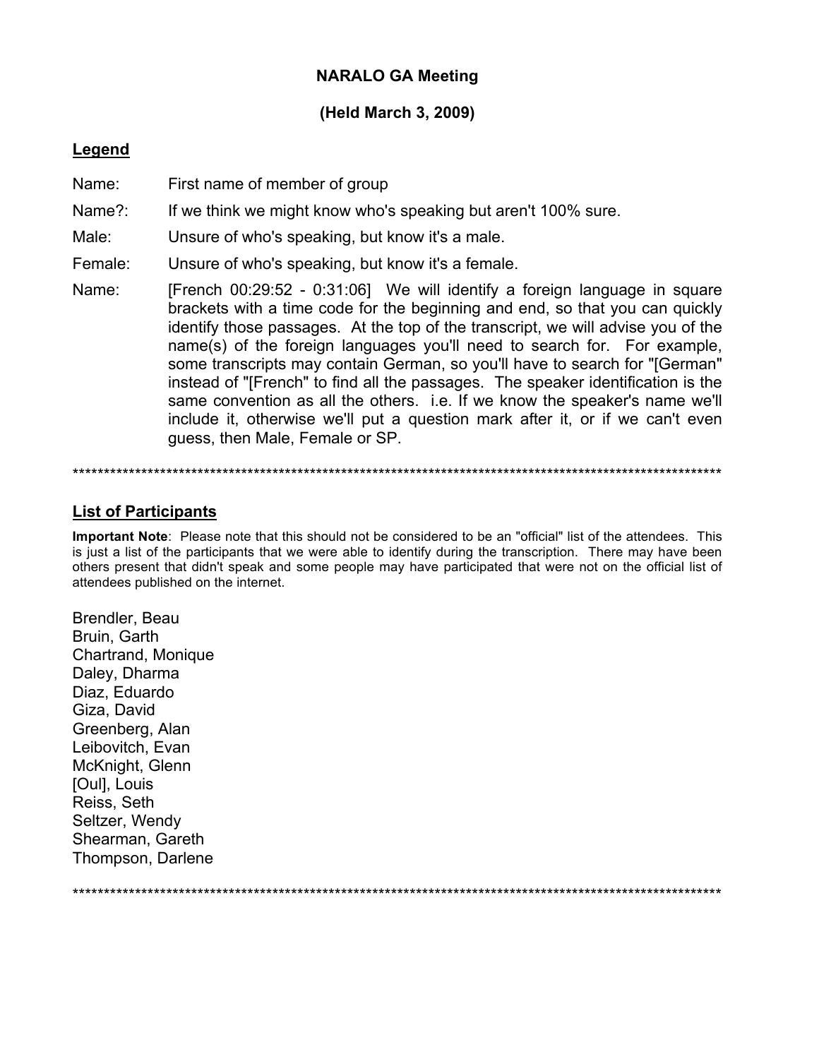# NARALO GA Meeting

## (Held March 3, 2009)

## Legend

Name: First name of member of group

Name?: If we think we might know who's speaking but aren't 100% sure.

Male: Unsure of who's speaking, but know it's a male.

Female: Unsure of who's speaking, but know it's a female.

Name: [French 00:29:52 - 0:31:06] We will identify a foreign language in square brackets with a time code for the beginning and end, so that you can quickly identify those passages. At the top of the transcript, we will advise you of the name(s) of the foreign languages you'll need to search for. For example, some transcripts may contain German, so you'll have to search for "[German" instead of "[French" to find all the passages. The speaker identification is the same convention as all the others. i.e. If we know the speaker's name we'll include it, otherwise we'll put a question mark after it, or if we can't even guess, then Male, Female or SP.

***************************************************************************************************************

## List of Participants

**Important Note**: Please note that this should not be considered to be an "official" list of the attendees. This is just a list of the participants that we were able to identify during the transcription. There may have been others present that didn't speak and some people may have participated that were not on the official list of attendees published on the internet.

Brendler, Beau
Bruin, Garth
Chartrand, Monique
Daley, Dharma
Diaz, Eduardo
Giza, David
Greenberg, Alan
Leibovitch, Evan
McKnight, Glenn
[Oul], Louis
Reiss, Seth
Seltzer, Wendy
Shearman, Gareth
Thompson, Darlene

***************************************************************************************************************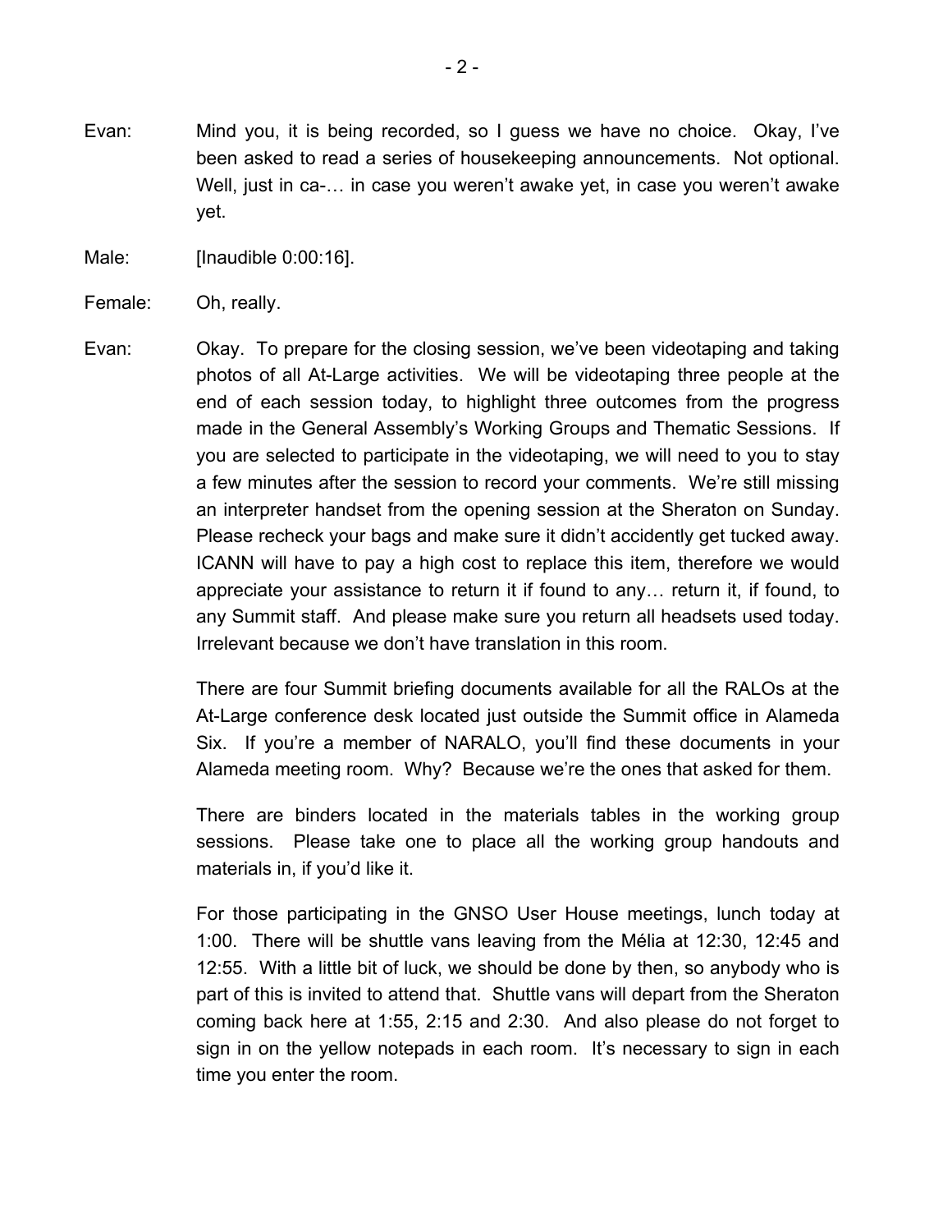Evan: Mind you, it is being recorded, so I guess we have no choice. Okay, I've been asked to read a series of housekeeping announcements. Not optional. Well, just in ca-… in case you weren't awake yet, in case you weren't awake yet.

Male: [Inaudible 0:00:16].

Female: Oh, really.

Evan: Okay. To prepare for the closing session, we've been videotaping and taking photos of all At-Large activities. We will be videotaping three people at the end of each session today, to highlight three outcomes from the progress made in the General Assembly's Working Groups and Thematic Sessions. If you are selected to participate in the videotaping, we will need to you to stay a few minutes after the session to record your comments. We're still missing an interpreter handset from the opening session at the Sheraton on Sunday. Please recheck your bags and make sure it didn't accidently get tucked away. ICANN will have to pay a high cost to replace this item, therefore we would appreciate your assistance to return it if found to any… return it, if found, to any Summit staff. And please make sure you return all headsets used today. Irrelevant because we don't have translation in this room.

There are four Summit briefing documents available for all the RALOs at the At-Large conference desk located just outside the Summit office in Alameda Six. If you're a member of NARALO, you'll find these documents in your Alameda meeting room. Why? Because we're the ones that asked for them.

There are binders located in the materials tables in the working group sessions. Please take one to place all the working group handouts and materials in, if you'd like it.

For those participating in the GNSO User House meetings, lunch today at 1:00. There will be shuttle vans leaving from the Mélia at 12:30, 12:45 and 12:55. With a little bit of luck, we should be done by then, so anybody who is part of this is invited to attend that. Shuttle vans will depart from the Sheraton coming back here at 1:55, 2:15 and 2:30. And also please do not forget to sign in on the yellow notepads in each room. It's necessary to sign in each time you enter the room.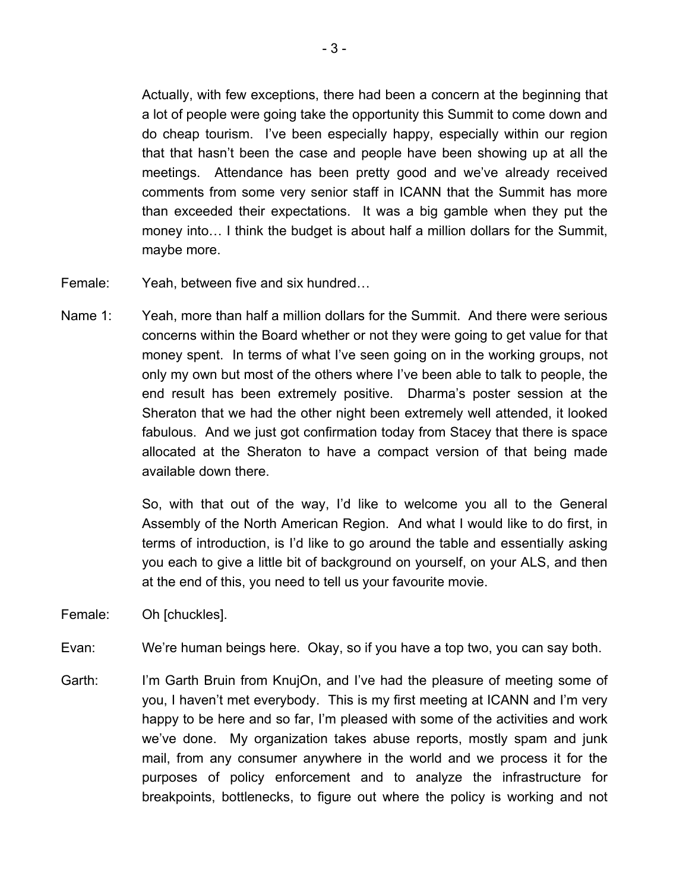Actually, with few exceptions, there had been a concern at the beginning that a lot of people were going take the opportunity this Summit to come down and do cheap tourism. I've been especially happy, especially within our region that that hasn't been the case and people have been showing up at all the meetings. Attendance has been pretty good and we've already received comments from some very senior staff in ICANN that the Summit has more than exceeded their expectations. It was a big gamble when they put the money into… I think the budget is about half a million dollars for the Summit, maybe more.

Female: Yeah, between five and six hundred…

Name 1: Yeah, more than half a million dollars for the Summit. And there were serious concerns within the Board whether or not they were going to get value for that money spent. In terms of what I've seen going on in the working groups, not only my own but most of the others where I've been able to talk to people, the end result has been extremely positive. Dharma's poster session at the Sheraton that we had the other night been extremely well attended, it looked fabulous. And we just got confirmation today from Stacey that there is space allocated at the Sheraton to have a compact version of that being made available down there.

So, with that out of the way, I'd like to welcome you all to the General Assembly of the North American Region. And what I would like to do first, in terms of introduction, is I'd like to go around the table and essentially asking you each to give a little bit of background on yourself, on your ALS, and then at the end of this, you need to tell us your favourite movie.

Female: Oh [chuckles].

Evan: We're human beings here. Okay, so if you have a top two, you can say both.

Garth: I'm Garth Bruin from KnujOn, and I've had the pleasure of meeting some of you, I haven't met everybody. This is my first meeting at ICANN and I'm very happy to be here and so far, I'm pleased with some of the activities and work we've done. My organization takes abuse reports, mostly spam and junk mail, from any consumer anywhere in the world and we process it for the purposes of policy enforcement and to analyze the infrastructure for breakpoints, bottlenecks, to figure out where the policy is working and not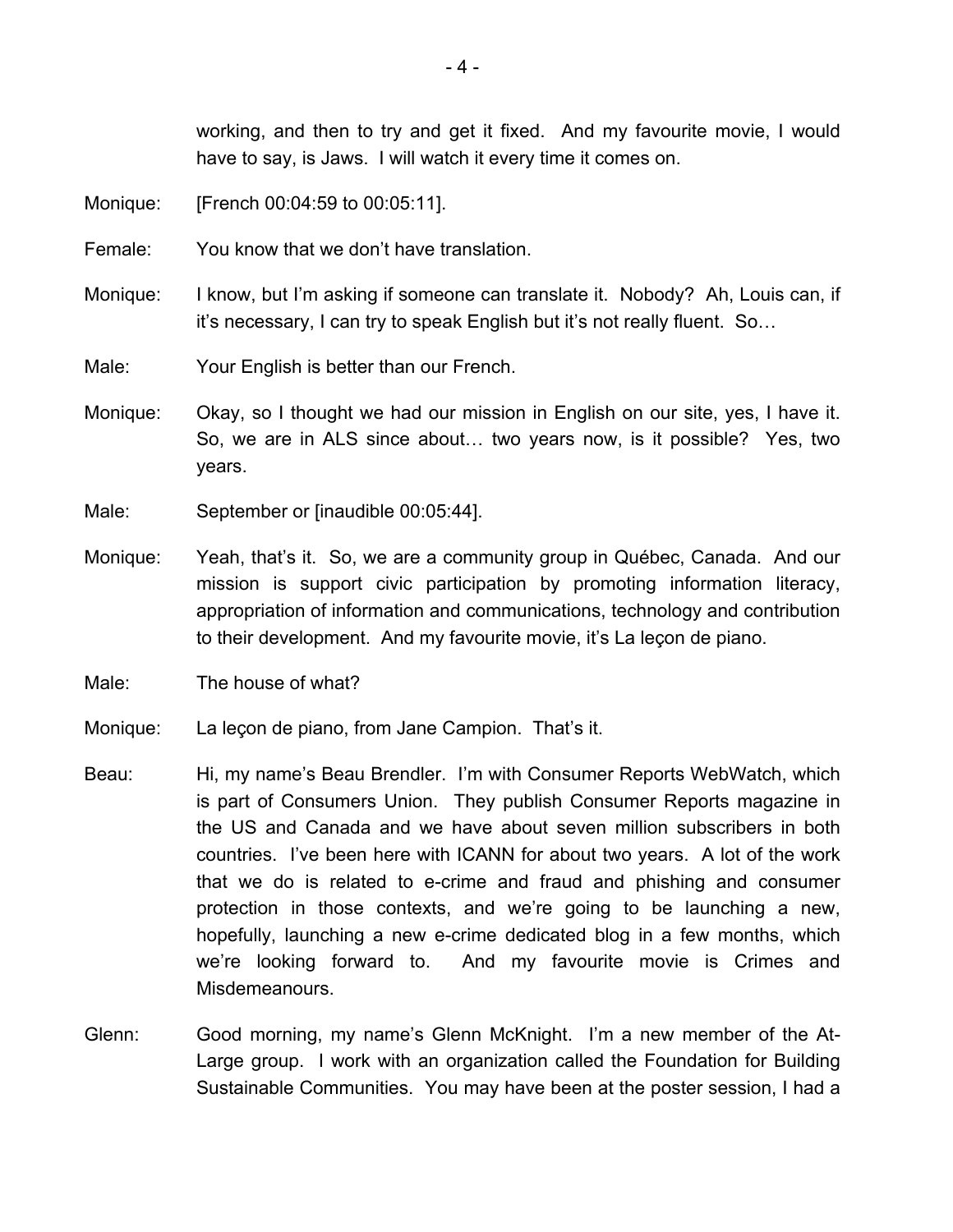working, and then to try and get it fixed. And my favourite movie, I would have to say, is Jaws. I will watch it every time it comes on.

Monique: [French 00:04:59 to 00:05:11].

Female: You know that we don't have translation.

Monique: I know, but I'm asking if someone can translate it. Nobody? Ah, Louis can, if it's necessary, I can try to speak English but it's not really fluent. So…

Male: Your English is better than our French.

Monique: Okay, so I thought we had our mission in English on our site, yes, I have it. So, we are in ALS since about… two years now, is it possible? Yes, two years.

Male: September or [inaudible 00:05:44].

Monique: Yeah, that's it. So, we are a community group in Québec, Canada. And our mission is support civic participation by promoting information literacy, appropriation of information and communications, technology and contribution to their development. And my favourite movie, it's La leçon de piano.

Male: The house of what?

Monique: La leçon de piano, from Jane Campion. That's it.

Beau: Hi, my name's Beau Brendler. I'm with Consumer Reports WebWatch, which is part of Consumers Union. They publish Consumer Reports magazine in the US and Canada and we have about seven million subscribers in both countries. I've been here with ICANN for about two years. A lot of the work that we do is related to e-crime and fraud and phishing and consumer protection in those contexts, and we're going to be launching a new, hopefully, launching a new e-crime dedicated blog in a few months, which we're looking forward to. And my favourite movie is Crimes and Misdemeanours.

Glenn: Good morning, my name's Glenn McKnight. I'm a new member of the At-Large group. I work with an organization called the Foundation for Building Sustainable Communities. You may have been at the poster session, I had a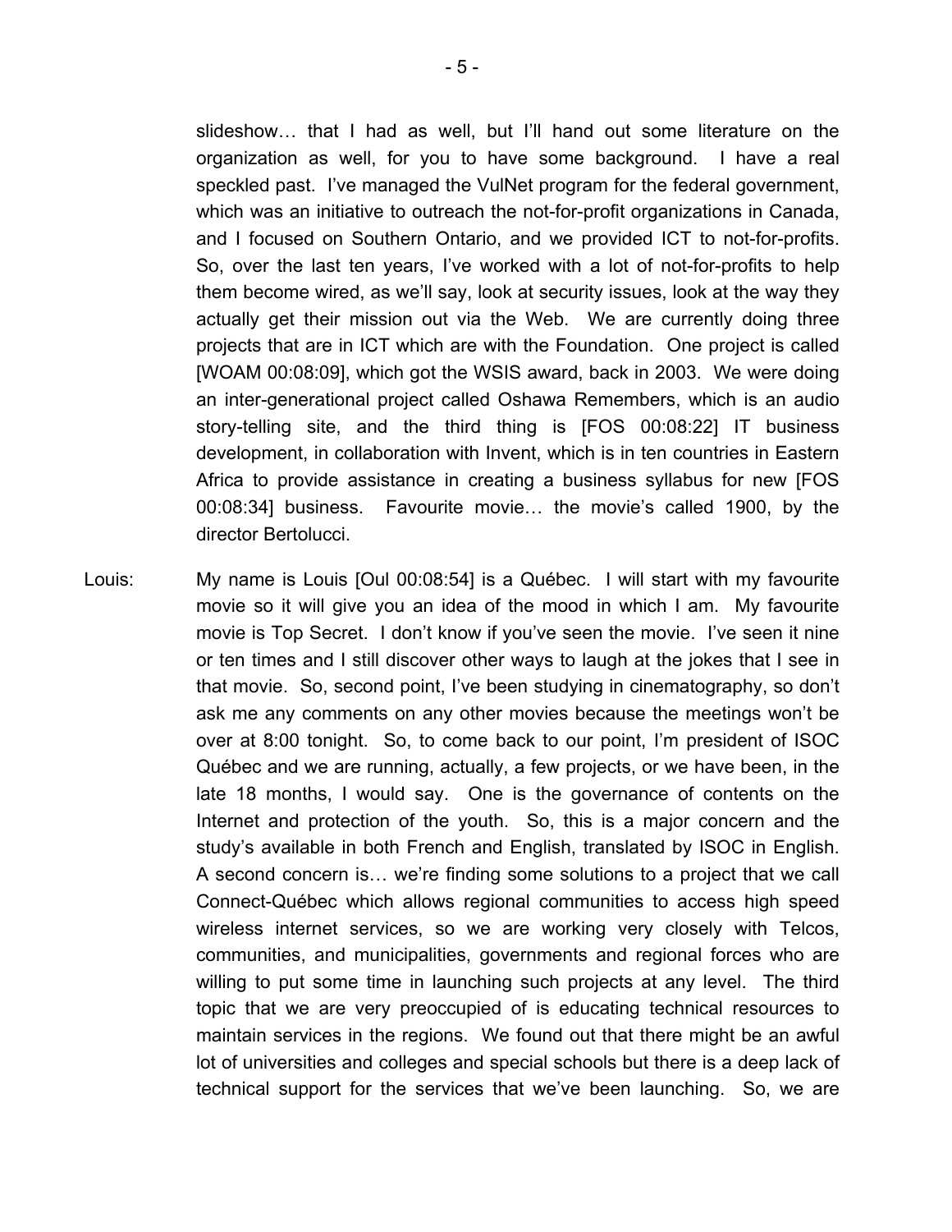slideshow… that I had as well, but I'll hand out some literature on the organization as well, for you to have some background. I have a real speckled past. I've managed the VulNet program for the federal government, which was an initiative to outreach the not-for-profit organizations in Canada, and I focused on Southern Ontario, and we provided ICT to not-for-profits. So, over the last ten years, I've worked with a lot of not-for-profits to help them become wired, as we'll say, look at security issues, look at the way they actually get their mission out via the Web. We are currently doing three projects that are in ICT which are with the Foundation. One project is called [WOAM 00:08:09], which got the WSIS award, back in 2003. We were doing an inter-generational project called Oshawa Remembers, which is an audio story-telling site, and the third thing is [FOS 00:08:22] IT business development, in collaboration with Invent, which is in ten countries in Eastern Africa to provide assistance in creating a business syllabus for new [FOS 00:08:34] business. Favourite movie… the movie's called 1900, by the director Bertolucci.

Louis: My name is Louis [Oul 00:08:54] is a Québec. I will start with my favourite movie so it will give you an idea of the mood in which I am. My favourite movie is Top Secret. I don't know if you've seen the movie. I've seen it nine or ten times and I still discover other ways to laugh at the jokes that I see in that movie. So, second point, I've been studying in cinematography, so don't ask me any comments on any other movies because the meetings won't be over at 8:00 tonight. So, to come back to our point, I'm president of ISOC Québec and we are running, actually, a few projects, or we have been, in the late 18 months, I would say. One is the governance of contents on the Internet and protection of the youth. So, this is a major concern and the study's available in both French and English, translated by ISOC in English. A second concern is… we're finding some solutions to a project that we call Connect-Québec which allows regional communities to access high speed wireless internet services, so we are working very closely with Telcos, communities, and municipalities, governments and regional forces who are willing to put some time in launching such projects at any level. The third topic that we are very preoccupied of is educating technical resources to maintain services in the regions. We found out that there might be an awful lot of universities and colleges and special schools but there is a deep lack of technical support for the services that we've been launching. So, we are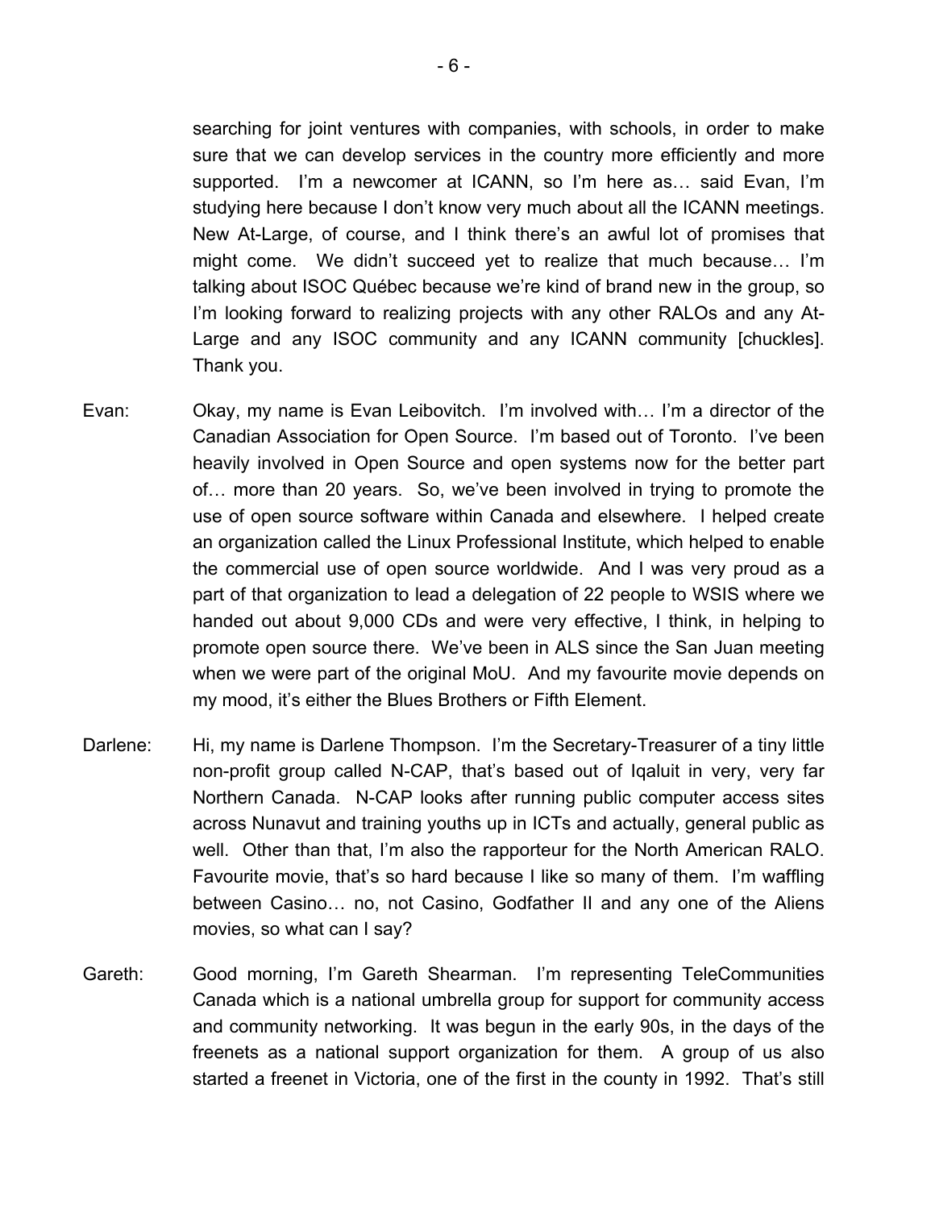searching for joint ventures with companies, with schools, in order to make sure that we can develop services in the country more efficiently and more supported. I'm a newcomer at ICANN, so I'm here as… said Evan, I'm studying here because I don't know very much about all the ICANN meetings. New At-Large, of course, and I think there's an awful lot of promises that might come. We didn't succeed yet to realize that much because… I'm talking about ISOC Québec because we're kind of brand new in the group, so I'm looking forward to realizing projects with any other RALOs and any At-Large and any ISOC community and any ICANN community [chuckles]. Thank you.

Evan: Okay, my name is Evan Leibovitch. I'm involved with… I'm a director of the Canadian Association for Open Source. I'm based out of Toronto. I've been heavily involved in Open Source and open systems now for the better part of… more than 20 years. So, we've been involved in trying to promote the use of open source software within Canada and elsewhere. I helped create an organization called the Linux Professional Institute, which helped to enable the commercial use of open source worldwide. And I was very proud as a part of that organization to lead a delegation of 22 people to WSIS where we handed out about 9,000 CDs and were very effective, I think, in helping to promote open source there. We've been in ALS since the San Juan meeting when we were part of the original MoU. And my favourite movie depends on my mood, it's either the Blues Brothers or Fifth Element.

Darlene: Hi, my name is Darlene Thompson. I'm the Secretary-Treasurer of a tiny little non-profit group called N-CAP, that's based out of Iqaluit in very, very far Northern Canada. N-CAP looks after running public computer access sites across Nunavut and training youths up in ICTs and actually, general public as well. Other than that, I'm also the rapporteur for the North American RALO. Favourite movie, that's so hard because I like so many of them. I'm waffling between Casino… no, not Casino, Godfather II and any one of the Aliens movies, so what can I say?

Gareth: Good morning, I'm Gareth Shearman. I'm representing TeleCommunities Canada which is a national umbrella group for support for community access and community networking. It was begun in the early 90s, in the days of the freenets as a national support organization for them. A group of us also started a freenet in Victoria, one of the first in the county in 1992. That's still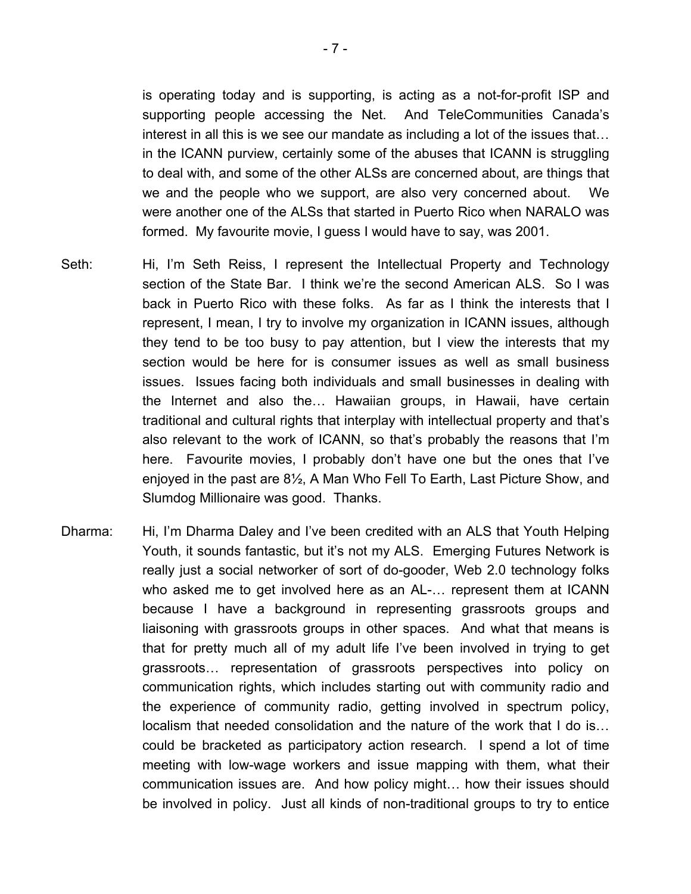is operating today and is supporting, is acting as a not-for-profit ISP and supporting people accessing the Net. And TeleCommunities Canada's interest in all this is we see our mandate as including a lot of the issues that… in the ICANN purview, certainly some of the abuses that ICANN is struggling to deal with, and some of the other ALSs are concerned about, are things that we and the people who we support, are also very concerned about. We were another one of the ALSs that started in Puerto Rico when NARALO was formed. My favourite movie, I guess I would have to say, was 2001.

Seth: Hi, I'm Seth Reiss, I represent the Intellectual Property and Technology section of the State Bar. I think we're the second American ALS. So I was back in Puerto Rico with these folks. As far as I think the interests that I represent, I mean, I try to involve my organization in ICANN issues, although they tend to be too busy to pay attention, but I view the interests that my section would be here for is consumer issues as well as small business issues. Issues facing both individuals and small businesses in dealing with the Internet and also the… Hawaiian groups, in Hawaii, have certain traditional and cultural rights that interplay with intellectual property and that's also relevant to the work of ICANN, so that's probably the reasons that I'm here. Favourite movies, I probably don't have one but the ones that I've enjoyed in the past are 8½, A Man Who Fell To Earth, Last Picture Show, and Slumdog Millionaire was good. Thanks.

Dharma: Hi, I'm Dharma Daley and I've been credited with an ALS that Youth Helping Youth, it sounds fantastic, but it's not my ALS. Emerging Futures Network is really just a social networker of sort of do-gooder, Web 2.0 technology folks who asked me to get involved here as an AL-… represent them at ICANN because I have a background in representing grassroots groups and liaisoning with grassroots groups in other spaces. And what that means is that for pretty much all of my adult life I've been involved in trying to get grassroots… representation of grassroots perspectives into policy on communication rights, which includes starting out with community radio and the experience of community radio, getting involved in spectrum policy, localism that needed consolidation and the nature of the work that I do is… could be bracketed as participatory action research. I spend a lot of time meeting with low-wage workers and issue mapping with them, what their communication issues are. And how policy might… how their issues should be involved in policy. Just all kinds of non-traditional groups to try to entice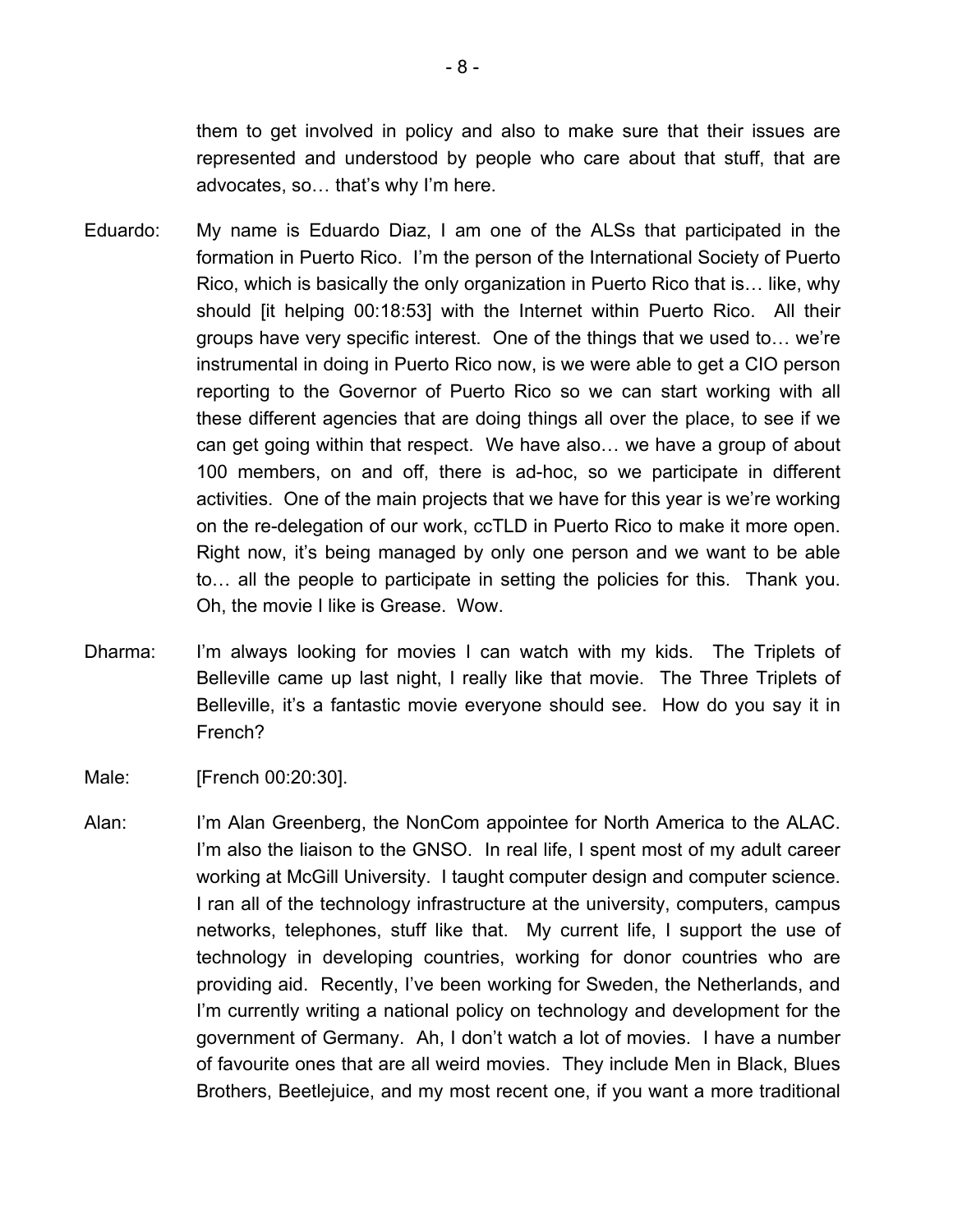them to get involved in policy and also to make sure that their issues are represented and understood by people who care about that stuff, that are advocates, so… that's why I'm here.

Eduardo: My name is Eduardo Diaz, I am one of the ALSs that participated in the formation in Puerto Rico. I'm the person of the International Society of Puerto Rico, which is basically the only organization in Puerto Rico that is… like, why should [it helping 00:18:53] with the Internet within Puerto Rico. All their groups have very specific interest. One of the things that we used to… we're instrumental in doing in Puerto Rico now, is we were able to get a CIO person reporting to the Governor of Puerto Rico so we can start working with all these different agencies that are doing things all over the place, to see if we can get going within that respect. We have also… we have a group of about 100 members, on and off, there is ad-hoc, so we participate in different activities. One of the main projects that we have for this year is we're working on the re-delegation of our work, ccTLD in Puerto Rico to make it more open. Right now, it's being managed by only one person and we want to be able to… all the people to participate in setting the policies for this. Thank you. Oh, the movie I like is Grease. Wow.

Dharma: I'm always looking for movies I can watch with my kids. The Triplets of Belleville came up last night, I really like that movie. The Three Triplets of Belleville, it's a fantastic movie everyone should see. How do you say it in French?

Male: [French 00:20:30].

Alan: I'm Alan Greenberg, the NonCom appointee for North America to the ALAC. I'm also the liaison to the GNSO. In real life, I spent most of my adult career working at McGill University. I taught computer design and computer science. I ran all of the technology infrastructure at the university, computers, campus networks, telephones, stuff like that. My current life, I support the use of technology in developing countries, working for donor countries who are providing aid. Recently, I've been working for Sweden, the Netherlands, and I'm currently writing a national policy on technology and development for the government of Germany. Ah, I don't watch a lot of movies. I have a number of favourite ones that are all weird movies. They include Men in Black, Blues Brothers, Beetlejuice, and my most recent one, if you want a more traditional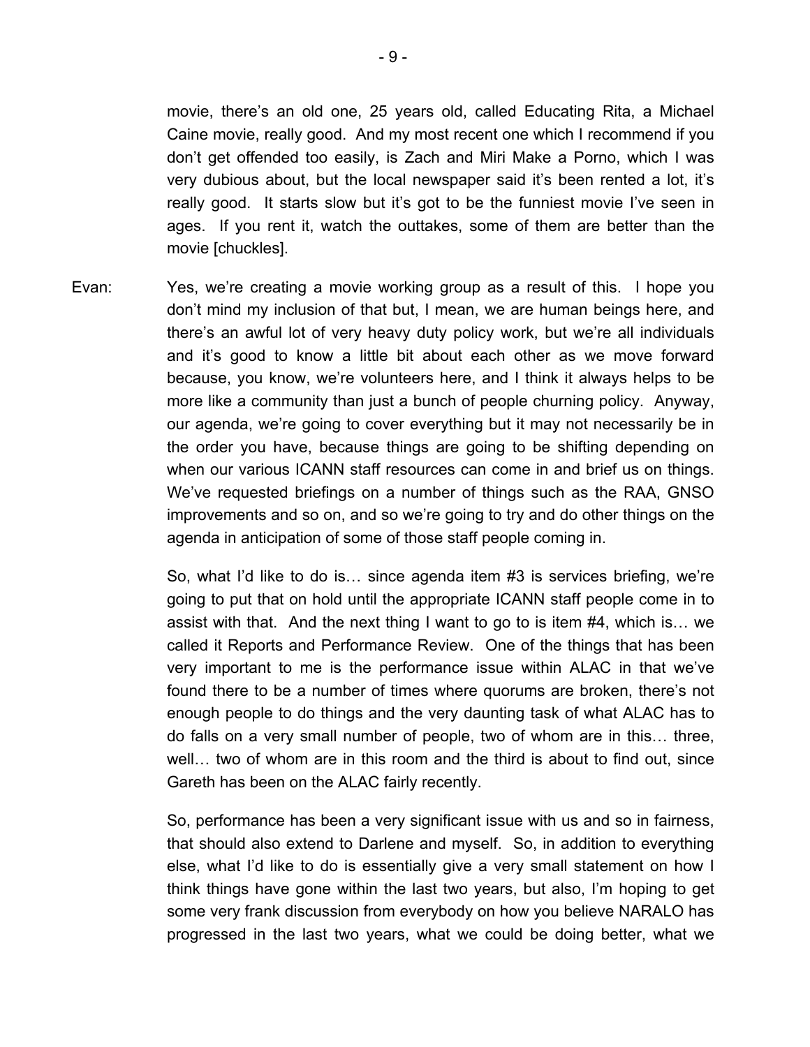movie, there's an old one, 25 years old, called Educating Rita, a Michael Caine movie, really good. And my most recent one which I recommend if you don't get offended too easily, is Zach and Miri Make a Porno, which I was very dubious about, but the local newspaper said it's been rented a lot, it's really good. It starts slow but it's got to be the funniest movie I've seen in ages. If you rent it, watch the outtakes, some of them are better than the movie [chuckles].

Evan: Yes, we're creating a movie working group as a result of this. I hope you don't mind my inclusion of that but, I mean, we are human beings here, and there's an awful lot of very heavy duty policy work, but we're all individuals and it's good to know a little bit about each other as we move forward because, you know, we're volunteers here, and I think it always helps to be more like a community than just a bunch of people churning policy. Anyway, our agenda, we're going to cover everything but it may not necessarily be in the order you have, because things are going to be shifting depending on when our various ICANN staff resources can come in and brief us on things. We've requested briefings on a number of things such as the RAA, GNSO improvements and so on, and so we're going to try and do other things on the agenda in anticipation of some of those staff people coming in.

So, what I'd like to do is… since agenda item #3 is services briefing, we're going to put that on hold until the appropriate ICANN staff people come in to assist with that. And the next thing I want to go to is item #4, which is… we called it Reports and Performance Review. One of the things that has been very important to me is the performance issue within ALAC in that we've found there to be a number of times where quorums are broken, there's not enough people to do things and the very daunting task of what ALAC has to do falls on a very small number of people, two of whom are in this… three, well… two of whom are in this room and the third is about to find out, since Gareth has been on the ALAC fairly recently.

So, performance has been a very significant issue with us and so in fairness, that should also extend to Darlene and myself. So, in addition to everything else, what I'd like to do is essentially give a very small statement on how I think things have gone within the last two years, but also, I'm hoping to get some very frank discussion from everybody on how you believe NARALO has progressed in the last two years, what we could be doing better, what we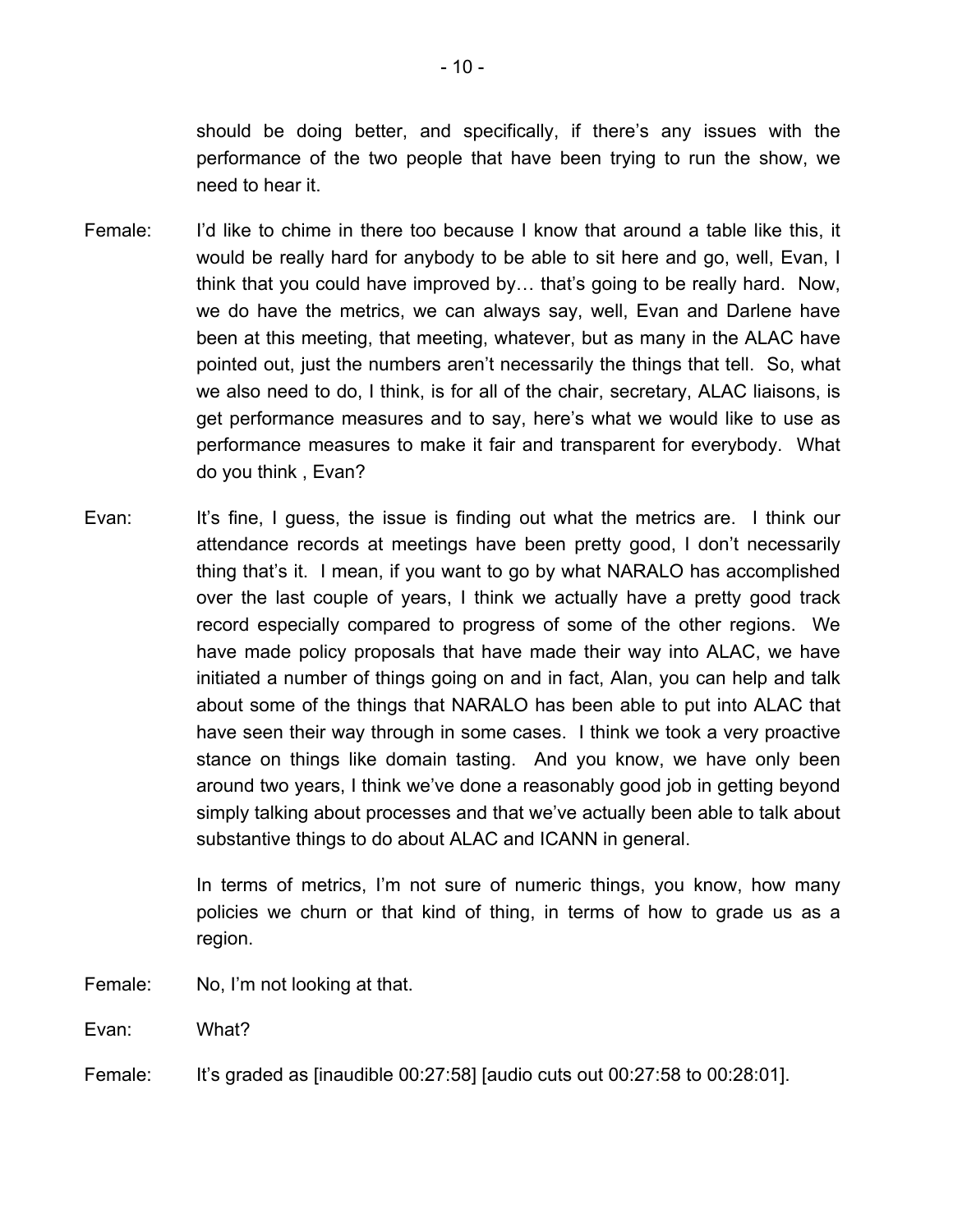should be doing better, and specifically, if there's any issues with the performance of the two people that have been trying to run the show, we need to hear it.

Female: I'd like to chime in there too because I know that around a table like this, it would be really hard for anybody to be able to sit here and go, well, Evan, I think that you could have improved by… that's going to be really hard. Now, we do have the metrics, we can always say, well, Evan and Darlene have been at this meeting, that meeting, whatever, but as many in the ALAC have pointed out, just the numbers aren't necessarily the things that tell. So, what we also need to do, I think, is for all of the chair, secretary, ALAC liaisons, is get performance measures and to say, here's what we would like to use as performance measures to make it fair and transparent for everybody. What do you think , Evan?

Evan: It's fine, I guess, the issue is finding out what the metrics are. I think our attendance records at meetings have been pretty good, I don't necessarily thing that's it. I mean, if you want to go by what NARALO has accomplished over the last couple of years, I think we actually have a pretty good track record especially compared to progress of some of the other regions. We have made policy proposals that have made their way into ALAC, we have initiated a number of things going on and in fact, Alan, you can help and talk about some of the things that NARALO has been able to put into ALAC that have seen their way through in some cases. I think we took a very proactive stance on things like domain tasting. And you know, we have only been around two years, I think we've done a reasonably good job in getting beyond simply talking about processes and that we've actually been able to talk about substantive things to do about ALAC and ICANN in general.

In terms of metrics, I'm not sure of numeric things, you know, how many policies we churn or that kind of thing, in terms of how to grade us as a region.

Female: No, I'm not looking at that.

Evan: What?

Female: It's graded as [inaudible 00:27:58] [audio cuts out 00:27:58 to 00:28:01].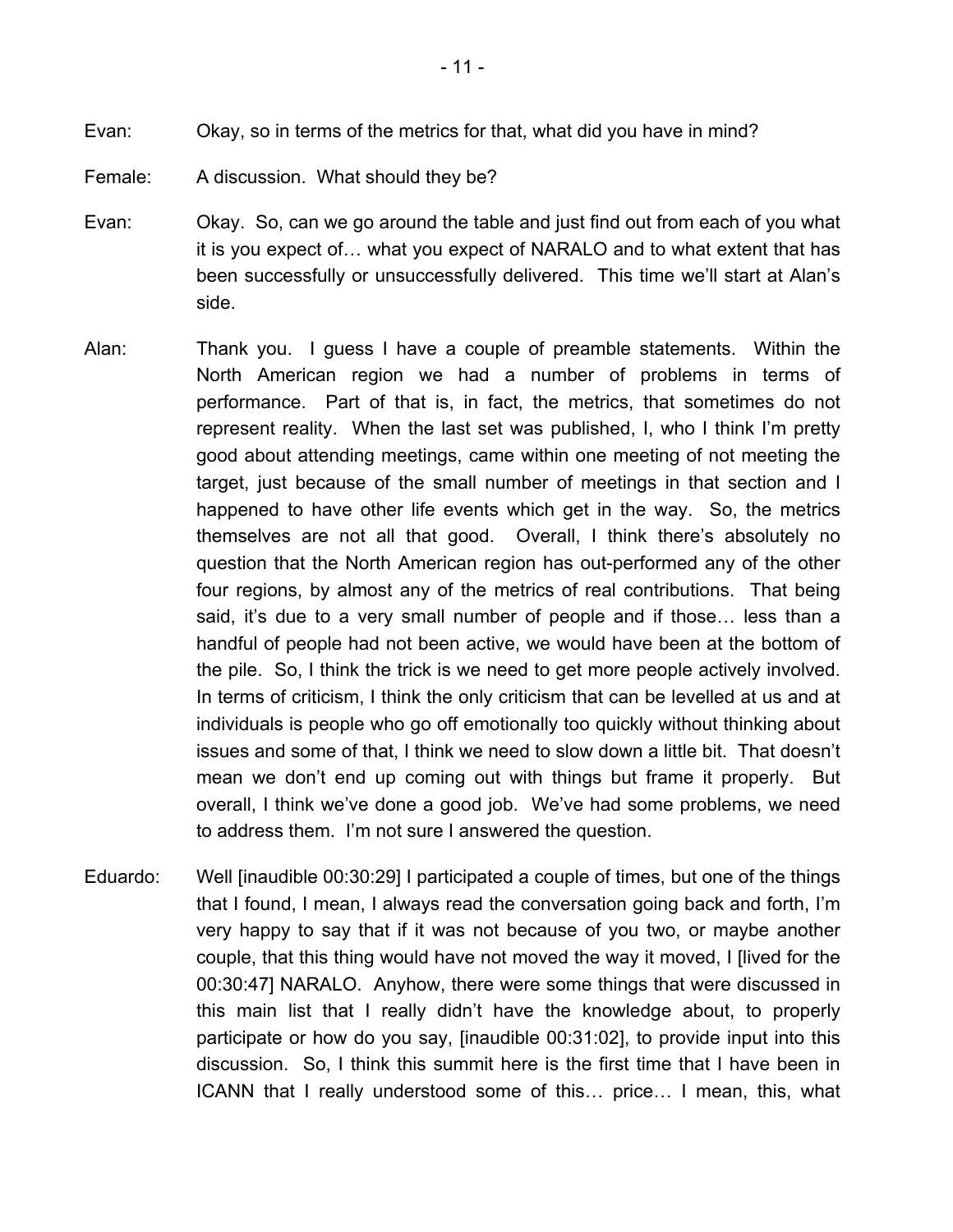Evan: Okay, so in terms of the metrics for that, what did you have in mind?

Female: A discussion. What should they be?

Evan: Okay. So, can we go around the table and just find out from each of you what it is you expect of… what you expect of NARALO and to what extent that has been successfully or unsuccessfully delivered. This time we'll start at Alan's side.

Alan: Thank you. I guess I have a couple of preamble statements. Within the North American region we had a number of problems in terms of performance. Part of that is, in fact, the metrics, that sometimes do not represent reality. When the last set was published, I, who I think I'm pretty good about attending meetings, came within one meeting of not meeting the target, just because of the small number of meetings in that section and I happened to have other life events which get in the way. So, the metrics themselves are not all that good. Overall, I think there's absolutely no question that the North American region has out-performed any of the other four regions, by almost any of the metrics of real contributions. That being said, it's due to a very small number of people and if those… less than a handful of people had not been active, we would have been at the bottom of the pile. So, I think the trick is we need to get more people actively involved. In terms of criticism, I think the only criticism that can be levelled at us and at individuals is people who go off emotionally too quickly without thinking about issues and some of that, I think we need to slow down a little bit. That doesn't mean we don't end up coming out with things but frame it properly. But overall, I think we've done a good job. We've had some problems, we need to address them. I'm not sure I answered the question.

Eduardo: Well [inaudible 00:30:29] I participated a couple of times, but one of the things that I found, I mean, I always read the conversation going back and forth, I'm very happy to say that if it was not because of you two, or maybe another couple, that this thing would have not moved the way it moved, I [lived for the 00:30:47] NARALO. Anyhow, there were some things that were discussed in this main list that I really didn't have the knowledge about, to properly participate or how do you say, [inaudible 00:31:02], to provide input into this discussion. So, I think this summit here is the first time that I have been in ICANN that I really understood some of this… price… I mean, this, what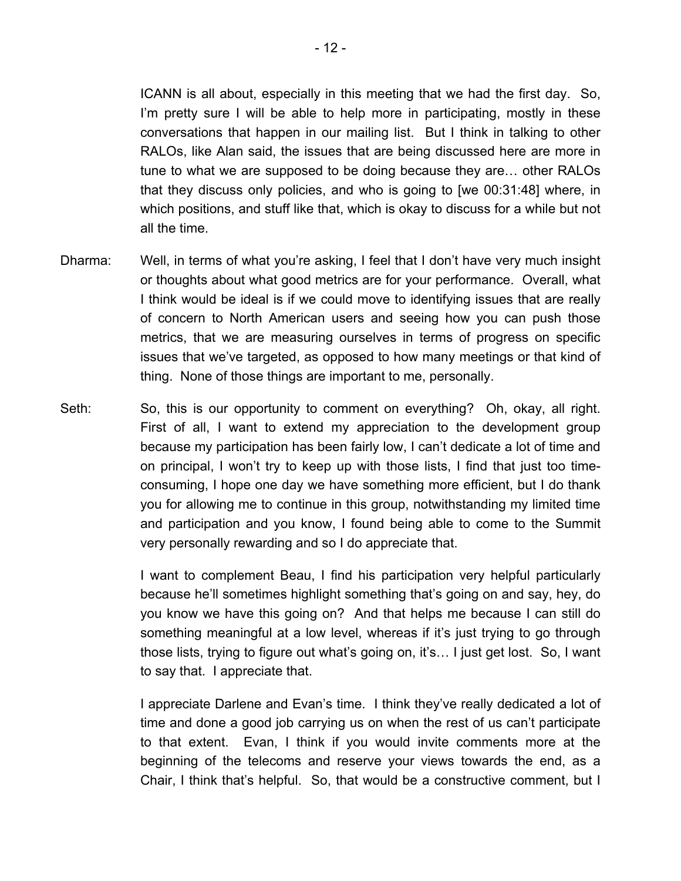ICANN is all about, especially in this meeting that we had the first day. So, I'm pretty sure I will be able to help more in participating, mostly in these conversations that happen in our mailing list. But I think in talking to other RALOs, like Alan said, the issues that are being discussed here are more in tune to what we are supposed to be doing because they are… other RALOs that they discuss only policies, and who is going to [we 00:31:48] where, in which positions, and stuff like that, which is okay to discuss for a while but not all the time.

Dharma: Well, in terms of what you're asking, I feel that I don't have very much insight or thoughts about what good metrics are for your performance. Overall, what I think would be ideal is if we could move to identifying issues that are really of concern to North American users and seeing how you can push those metrics, that we are measuring ourselves in terms of progress on specific issues that we've targeted, as opposed to how many meetings or that kind of thing. None of those things are important to me, personally.

Seth: So, this is our opportunity to comment on everything? Oh, okay, all right. First of all, I want to extend my appreciation to the development group because my participation has been fairly low, I can't dedicate a lot of time and on principal, I won't try to keep up with those lists, I find that just too time-consuming, I hope one day we have something more efficient, but I do thank you for allowing me to continue in this group, notwithstanding my limited time and participation and you know, I found being able to come to the Summit very personally rewarding and so I do appreciate that.

I want to complement Beau, I find his participation very helpful particularly because he'll sometimes highlight something that's going on and say, hey, do you know we have this going on? And that helps me because I can still do something meaningful at a low level, whereas if it's just trying to go through those lists, trying to figure out what's going on, it's… I just get lost. So, I want to say that. I appreciate that.

I appreciate Darlene and Evan's time. I think they've really dedicated a lot of time and done a good job carrying us on when the rest of us can't participate to that extent. Evan, I think if you would invite comments more at the beginning of the telecoms and reserve your views towards the end, as a Chair, I think that's helpful. So, that would be a constructive comment, but I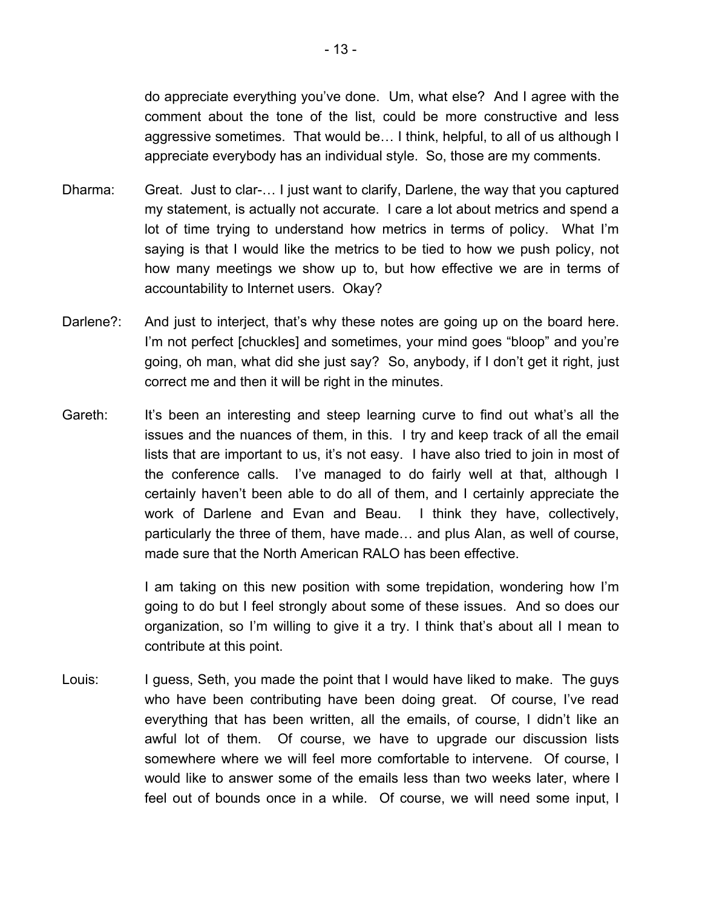do appreciate everything you've done. Um, what else? And I agree with the comment about the tone of the list, could be more constructive and less aggressive sometimes. That would be… I think, helpful, to all of us although I appreciate everybody has an individual style. So, those are my comments.

Dharma: Great. Just to clar-… I just want to clarify, Darlene, the way that you captured my statement, is actually not accurate. I care a lot about metrics and spend a lot of time trying to understand how metrics in terms of policy. What I'm saying is that I would like the metrics to be tied to how we push policy, not how many meetings we show up to, but how effective we are in terms of accountability to Internet users. Okay?

Darlene?: And just to interject, that's why these notes are going up on the board here. I'm not perfect [chuckles] and sometimes, your mind goes "bloop" and you're going, oh man, what did she just say? So, anybody, if I don't get it right, just correct me and then it will be right in the minutes.

Gareth: It's been an interesting and steep learning curve to find out what's all the issues and the nuances of them, in this. I try and keep track of all the email lists that are important to us, it's not easy. I have also tried to join in most of the conference calls. I've managed to do fairly well at that, although I certainly haven't been able to do all of them, and I certainly appreciate the work of Darlene and Evan and Beau. I think they have, collectively, particularly the three of them, have made… and plus Alan, as well of course, made sure that the North American RALO has been effective.

I am taking on this new position with some trepidation, wondering how I'm going to do but I feel strongly about some of these issues. And so does our organization, so I'm willing to give it a try. I think that's about all I mean to contribute at this point.

Louis: I guess, Seth, you made the point that I would have liked to make. The guys who have been contributing have been doing great. Of course, I've read everything that has been written, all the emails, of course, I didn't like an awful lot of them. Of course, we have to upgrade our discussion lists somewhere where we will feel more comfortable to intervene. Of course, I would like to answer some of the emails less than two weeks later, where I feel out of bounds once in a while. Of course, we will need some input, I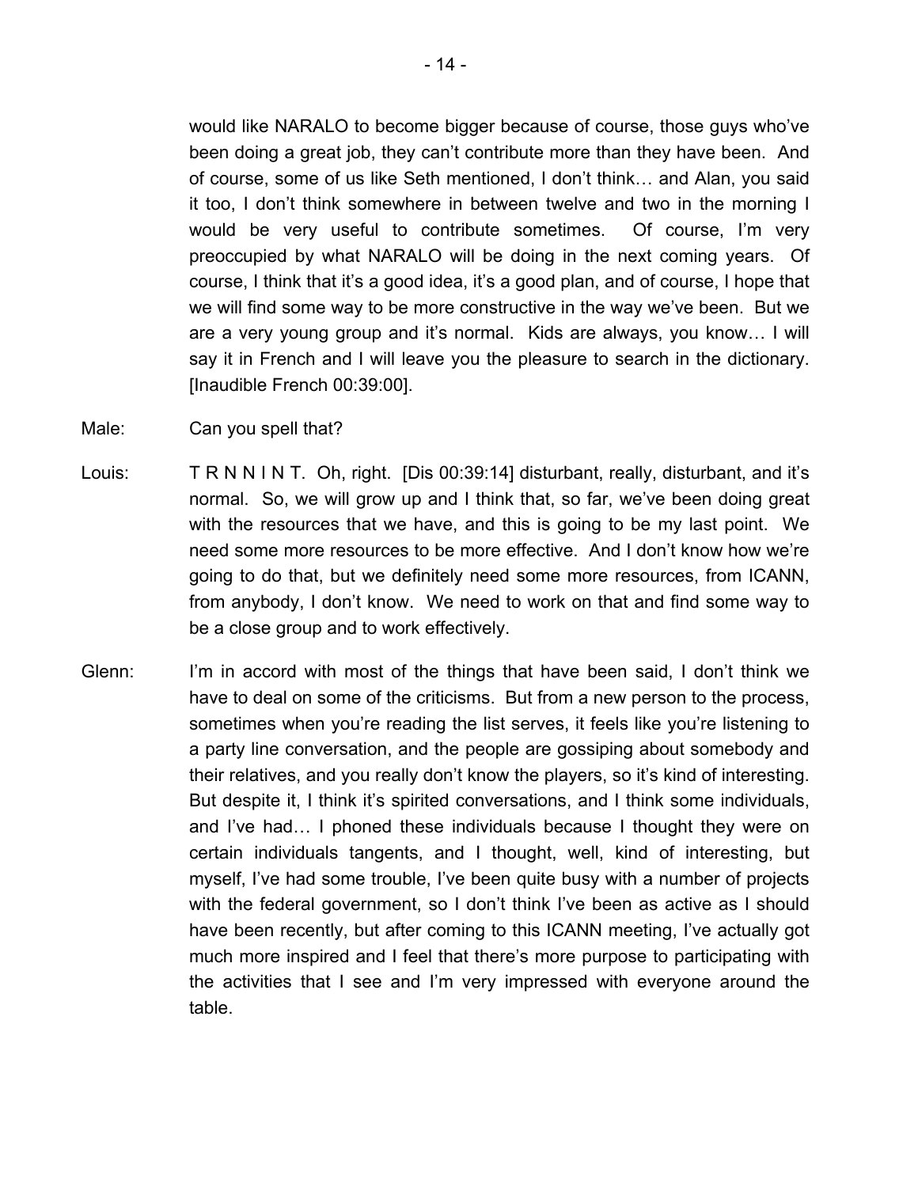would like NARALO to become bigger because of course, those guys who've been doing a great job, they can't contribute more than they have been. And of course, some of us like Seth mentioned, I don't think… and Alan, you said it too, I don't think somewhere in between twelve and two in the morning I would be very useful to contribute sometimes. Of course, I'm very preoccupied by what NARALO will be doing in the next coming years. Of course, I think that it's a good idea, it's a good plan, and of course, I hope that we will find some way to be more constructive in the way we've been. But we are a very young group and it's normal. Kids are always, you know… I will say it in French and I will leave you the pleasure to search in the dictionary. [Inaudible French 00:39:00].

Male: Can you spell that?

Louis: T R N N I N T. Oh, right. [Dis 00:39:14] disturbant, really, disturbant, and it's normal. So, we will grow up and I think that, so far, we've been doing great with the resources that we have, and this is going to be my last point. We need some more resources to be more effective. And I don't know how we're going to do that, but we definitely need some more resources, from ICANN, from anybody, I don't know. We need to work on that and find some way to be a close group and to work effectively.

Glenn: I'm in accord with most of the things that have been said, I don't think we have to deal on some of the criticisms. But from a new person to the process, sometimes when you're reading the list serves, it feels like you're listening to a party line conversation, and the people are gossiping about somebody and their relatives, and you really don't know the players, so it's kind of interesting. But despite it, I think it's spirited conversations, and I think some individuals, and I've had… I phoned these individuals because I thought they were on certain individuals tangents, and I thought, well, kind of interesting, but myself, I've had some trouble, I've been quite busy with a number of projects with the federal government, so I don't think I've been as active as I should have been recently, but after coming to this ICANN meeting, I've actually got much more inspired and I feel that there's more purpose to participating with the activities that I see and I'm very impressed with everyone around the table.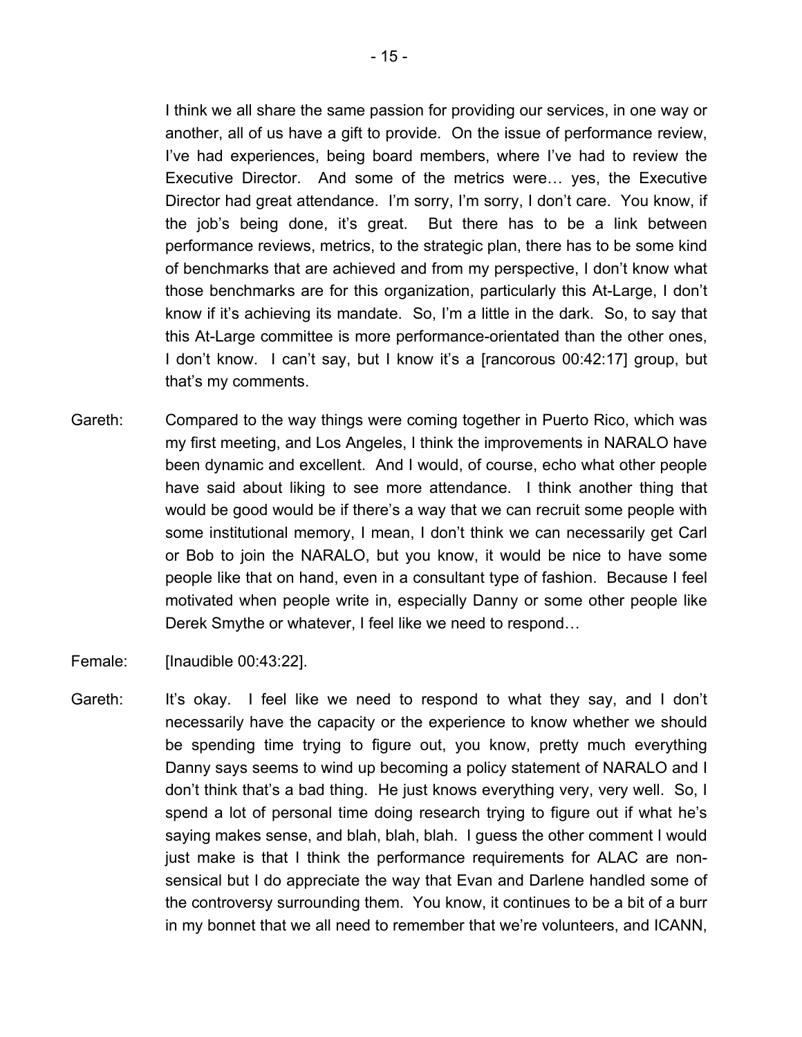I think we all share the same passion for providing our services, in one way or another, all of us have a gift to provide. On the issue of performance review, I've had experiences, being board members, where I've had to review the Executive Director. And some of the metrics were… yes, the Executive Director had great attendance. I'm sorry, I'm sorry, I don't care. You know, if the job's being done, it's great. But there has to be a link between performance reviews, metrics, to the strategic plan, there has to be some kind of benchmarks that are achieved and from my perspective, I don't know what those benchmarks are for this organization, particularly this At-Large, I don't know if it's achieving its mandate. So, I'm a little in the dark. So, to say that this At-Large committee is more performance-orientated than the other ones, I don't know. I can't say, but I know it's a [rancorous 00:42:17] group, but that's my comments.

Gareth: Compared to the way things were coming together in Puerto Rico, which was my first meeting, and Los Angeles, I think the improvements in NARALO have been dynamic and excellent. And I would, of course, echo what other people have said about liking to see more attendance. I think another thing that would be good would be if there's a way that we can recruit some people with some institutional memory, I mean, I don't think we can necessarily get Carl or Bob to join the NARALO, but you know, it would be nice to have some people like that on hand, even in a consultant type of fashion. Because I feel motivated when people write in, especially Danny or some other people like Derek Smythe or whatever, I feel like we need to respond…

Female: [Inaudible 00:43:22].

Gareth: It's okay. I feel like we need to respond to what they say, and I don't necessarily have the capacity or the experience to know whether we should be spending time trying to figure out, you know, pretty much everything Danny says seems to wind up becoming a policy statement of NARALO and I don't think that's a bad thing. He just knows everything very, very well. So, I spend a lot of personal time doing research trying to figure out if what he's saying makes sense, and blah, blah, blah. I guess the other comment I would just make is that I think the performance requirements for ALAC are non-sensical but I do appreciate the way that Evan and Darlene handled some of the controversy surrounding them. You know, it continues to be a bit of a burr in my bonnet that we all need to remember that we're volunteers, and ICANN,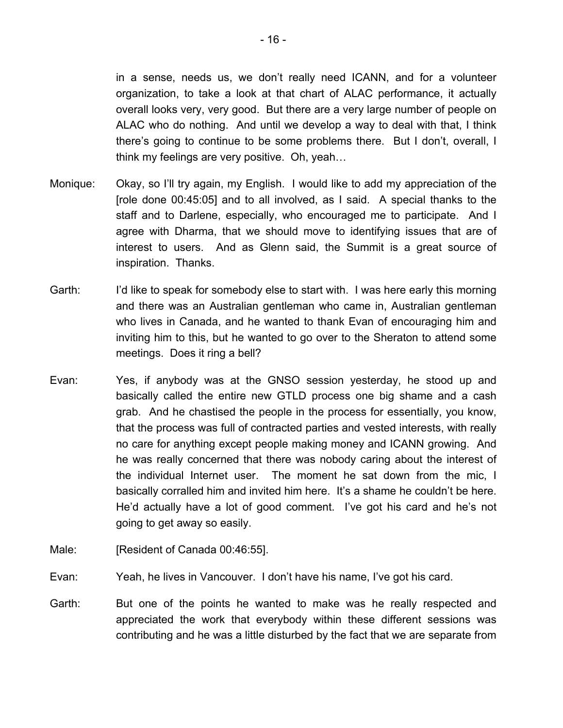in a sense, needs us, we don't really need ICANN, and for a volunteer organization, to take a look at that chart of ALAC performance, it actually overall looks very, very good. But there are a very large number of people on ALAC who do nothing. And until we develop a way to deal with that, I think there's going to continue to be some problems there. But I don't, overall, I think my feelings are very positive. Oh, yeah…

Monique: Okay, so I'll try again, my English. I would like to add my appreciation of the [role done 00:45:05] and to all involved, as I said. A special thanks to the staff and to Darlene, especially, who encouraged me to participate. And I agree with Dharma, that we should move to identifying issues that are of interest to users. And as Glenn said, the Summit is a great source of inspiration. Thanks.

Garth: I'd like to speak for somebody else to start with. I was here early this morning and there was an Australian gentleman who came in, Australian gentleman who lives in Canada, and he wanted to thank Evan of encouraging him and inviting him to this, but he wanted to go over to the Sheraton to attend some meetings. Does it ring a bell?

Evan: Yes, if anybody was at the GNSO session yesterday, he stood up and basically called the entire new GTLD process one big shame and a cash grab. And he chastised the people in the process for essentially, you know, that the process was full of contracted parties and vested interests, with really no care for anything except people making money and ICANN growing. And he was really concerned that there was nobody caring about the interest of the individual Internet user. The moment he sat down from the mic, I basically corralled him and invited him here. It's a shame he couldn't be here. He'd actually have a lot of good comment. I've got his card and he's not going to get away so easily.

Male: [Resident of Canada 00:46:55].

Evan: Yeah, he lives in Vancouver. I don't have his name, I've got his card.

Garth: But one of the points he wanted to make was he really respected and appreciated the work that everybody within these different sessions was contributing and he was a little disturbed by the fact that we are separate from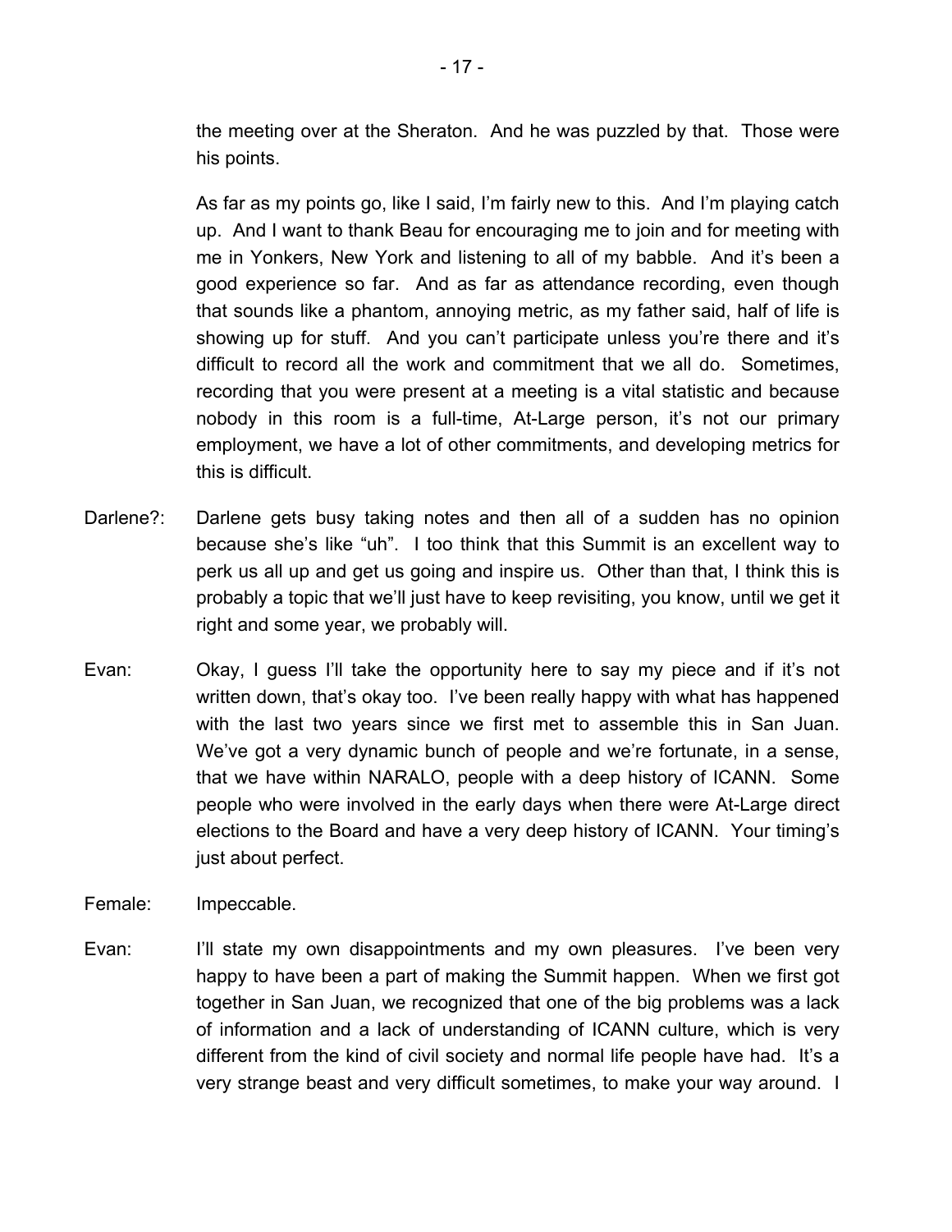the meeting over at the Sheraton. And he was puzzled by that. Those were his points.

As far as my points go, like I said, I'm fairly new to this. And I'm playing catch up. And I want to thank Beau for encouraging me to join and for meeting with me in Yonkers, New York and listening to all of my babble. And it's been a good experience so far. And as far as attendance recording, even though that sounds like a phantom, annoying metric, as my father said, half of life is showing up for stuff. And you can't participate unless you're there and it's difficult to record all the work and commitment that we all do. Sometimes, recording that you were present at a meeting is a vital statistic and because nobody in this room is a full-time, At-Large person, it's not our primary employment, we have a lot of other commitments, and developing metrics for this is difficult.

Darlene?: Darlene gets busy taking notes and then all of a sudden has no opinion because she's like "uh". I too think that this Summit is an excellent way to perk us all up and get us going and inspire us. Other than that, I think this is probably a topic that we'll just have to keep revisiting, you know, until we get it right and some year, we probably will.

Evan: Okay, I guess I'll take the opportunity here to say my piece and if it's not written down, that's okay too. I've been really happy with what has happened with the last two years since we first met to assemble this in San Juan. We've got a very dynamic bunch of people and we're fortunate, in a sense, that we have within NARALO, people with a deep history of ICANN. Some people who were involved in the early days when there were At-Large direct elections to the Board and have a very deep history of ICANN. Your timing's just about perfect.

Female: Impeccable.

Evan: I'll state my own disappointments and my own pleasures. I've been very happy to have been a part of making the Summit happen. When we first got together in San Juan, we recognized that one of the big problems was a lack of information and a lack of understanding of ICANN culture, which is very different from the kind of civil society and normal life people have had. It's a very strange beast and very difficult sometimes, to make your way around. I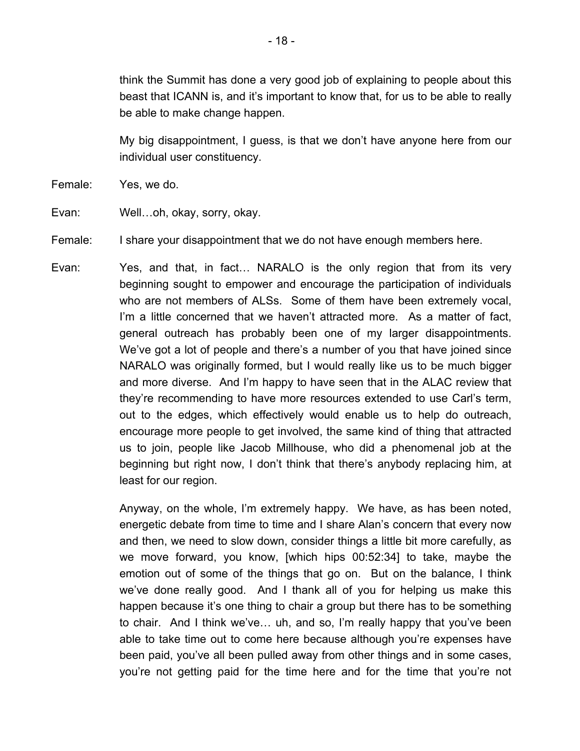think the Summit has done a very good job of explaining to people about this beast that ICANN is, and it's important to know that, for us to be able to really be able to make change happen.

My big disappointment, I guess, is that we don't have anyone here from our individual user constituency.

Female: Yes, we do.

Evan: Well…oh, okay, sorry, okay.

Female: I share your disappointment that we do not have enough members here.

Evan: Yes, and that, in fact… NARALO is the only region that from its very beginning sought to empower and encourage the participation of individuals who are not members of ALSs. Some of them have been extremely vocal, I'm a little concerned that we haven't attracted more. As a matter of fact, general outreach has probably been one of my larger disappointments. We've got a lot of people and there's a number of you that have joined since NARALO was originally formed, but I would really like us to be much bigger and more diverse. And I'm happy to have seen that in the ALAC review that they're recommending to have more resources extended to use Carl's term, out to the edges, which effectively would enable us to help do outreach, encourage more people to get involved, the same kind of thing that attracted us to join, people like Jacob Millhouse, who did a phenomenal job at the beginning but right now, I don't think that there's anybody replacing him, at least for our region.

Anyway, on the whole, I'm extremely happy. We have, as has been noted, energetic debate from time to time and I share Alan's concern that every now and then, we need to slow down, consider things a little bit more carefully, as we move forward, you know, [which hips 00:52:34] to take, maybe the emotion out of some of the things that go on. But on the balance, I think we've done really good. And I thank all of you for helping us make this happen because it's one thing to chair a group but there has to be something to chair. And I think we've… uh, and so, I'm really happy that you've been able to take time out to come here because although you're expenses have been paid, you've all been pulled away from other things and in some cases, you're not getting paid for the time here and for the time that you're not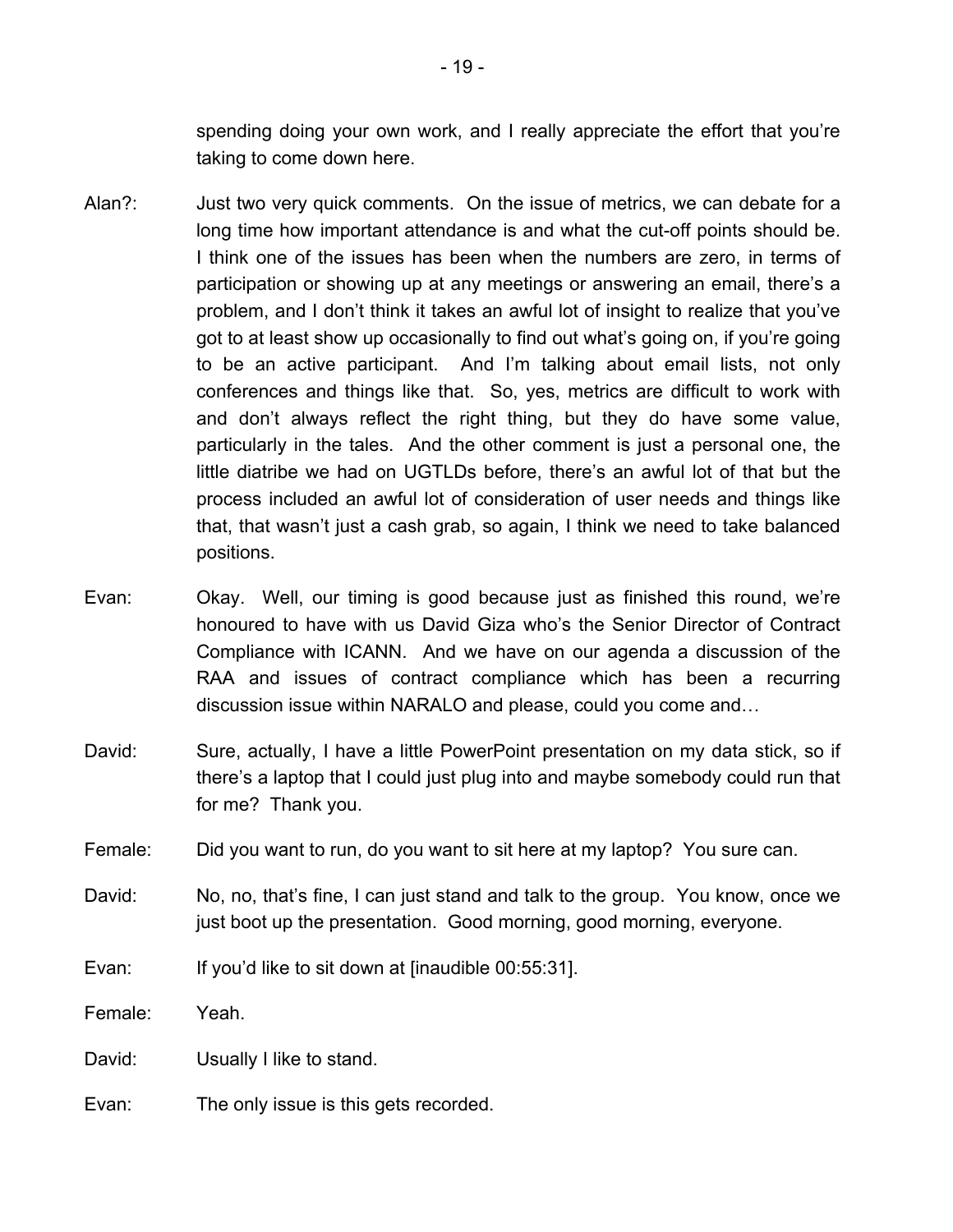spending doing your own work, and I really appreciate the effort that you're taking to come down here.

Alan?: Just two very quick comments. On the issue of metrics, we can debate for a long time how important attendance is and what the cut-off points should be. I think one of the issues has been when the numbers are zero, in terms of participation or showing up at any meetings or answering an email, there's a problem, and I don't think it takes an awful lot of insight to realize that you've got to at least show up occasionally to find out what's going on, if you're going to be an active participant. And I'm talking about email lists, not only conferences and things like that. So, yes, metrics are difficult to work with and don't always reflect the right thing, but they do have some value, particularly in the tales. And the other comment is just a personal one, the little diatribe we had on UGTLDs before, there's an awful lot of that but the process included an awful lot of consideration of user needs and things like that, that wasn't just a cash grab, so again, I think we need to take balanced positions.

Evan: Okay. Well, our timing is good because just as finished this round, we're honoured to have with us David Giza who's the Senior Director of Contract Compliance with ICANN. And we have on our agenda a discussion of the RAA and issues of contract compliance which has been a recurring discussion issue within NARALO and please, could you come and…

David: Sure, actually, I have a little PowerPoint presentation on my data stick, so if there's a laptop that I could just plug into and maybe somebody could run that for me? Thank you.

Female: Did you want to run, do you want to sit here at my laptop? You sure can.

David: No, no, that's fine, I can just stand and talk to the group. You know, once we just boot up the presentation. Good morning, good morning, everyone.

Evan: If you'd like to sit down at [inaudible 00:55:31].

Female: Yeah.

David: Usually I like to stand.

Evan: The only issue is this gets recorded.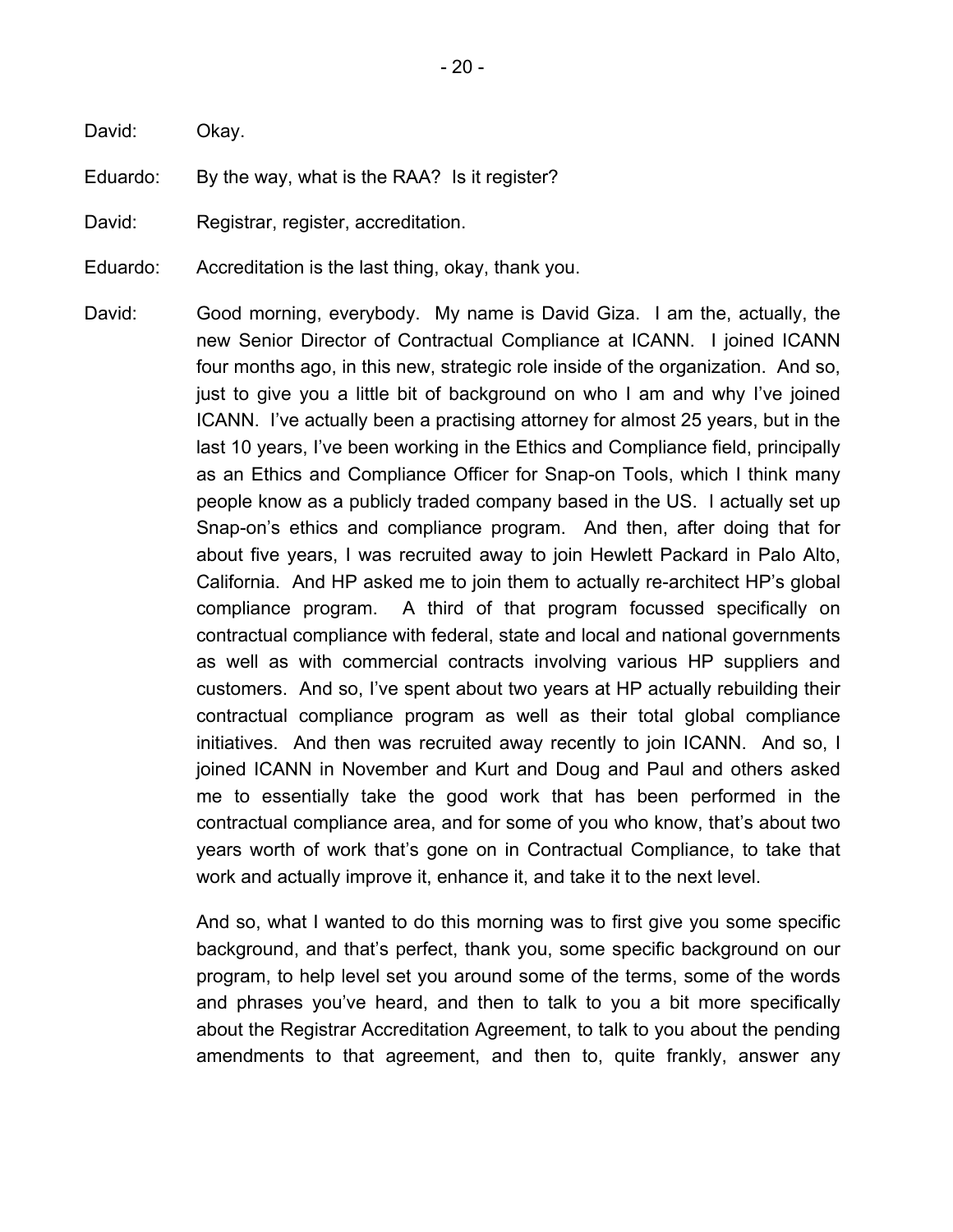David: Okay.

Eduardo: By the way, what is the RAA? Is it register?

David: Registrar, register, accreditation.

Eduardo: Accreditation is the last thing, okay, thank you.

David: Good morning, everybody. My name is David Giza. I am the, actually, the new Senior Director of Contractual Compliance at ICANN. I joined ICANN four months ago, in this new, strategic role inside of the organization. And so, just to give you a little bit of background on who I am and why I've joined ICANN. I've actually been a practising attorney for almost 25 years, but in the last 10 years, I've been working in the Ethics and Compliance field, principally as an Ethics and Compliance Officer for Snap-on Tools, which I think many people know as a publicly traded company based in the US. I actually set up Snap-on's ethics and compliance program. And then, after doing that for about five years, I was recruited away to join Hewlett Packard in Palo Alto, California. And HP asked me to join them to actually re-architect HP's global compliance program. A third of that program focussed specifically on contractual compliance with federal, state and local and national governments as well as with commercial contracts involving various HP suppliers and customers. And so, I've spent about two years at HP actually rebuilding their contractual compliance program as well as their total global compliance initiatives. And then was recruited away recently to join ICANN. And so, I joined ICANN in November and Kurt and Doug and Paul and others asked me to essentially take the good work that has been performed in the contractual compliance area, and for some of you who know, that's about two years worth of work that's gone on in Contractual Compliance, to take that work and actually improve it, enhance it, and take it to the next level.

And so, what I wanted to do this morning was to first give you some specific background, and that's perfect, thank you, some specific background on our program, to help level set you around some of the terms, some of the words and phrases you've heard, and then to talk to you a bit more specifically about the Registrar Accreditation Agreement, to talk to you about the pending amendments to that agreement, and then to, quite frankly, answer any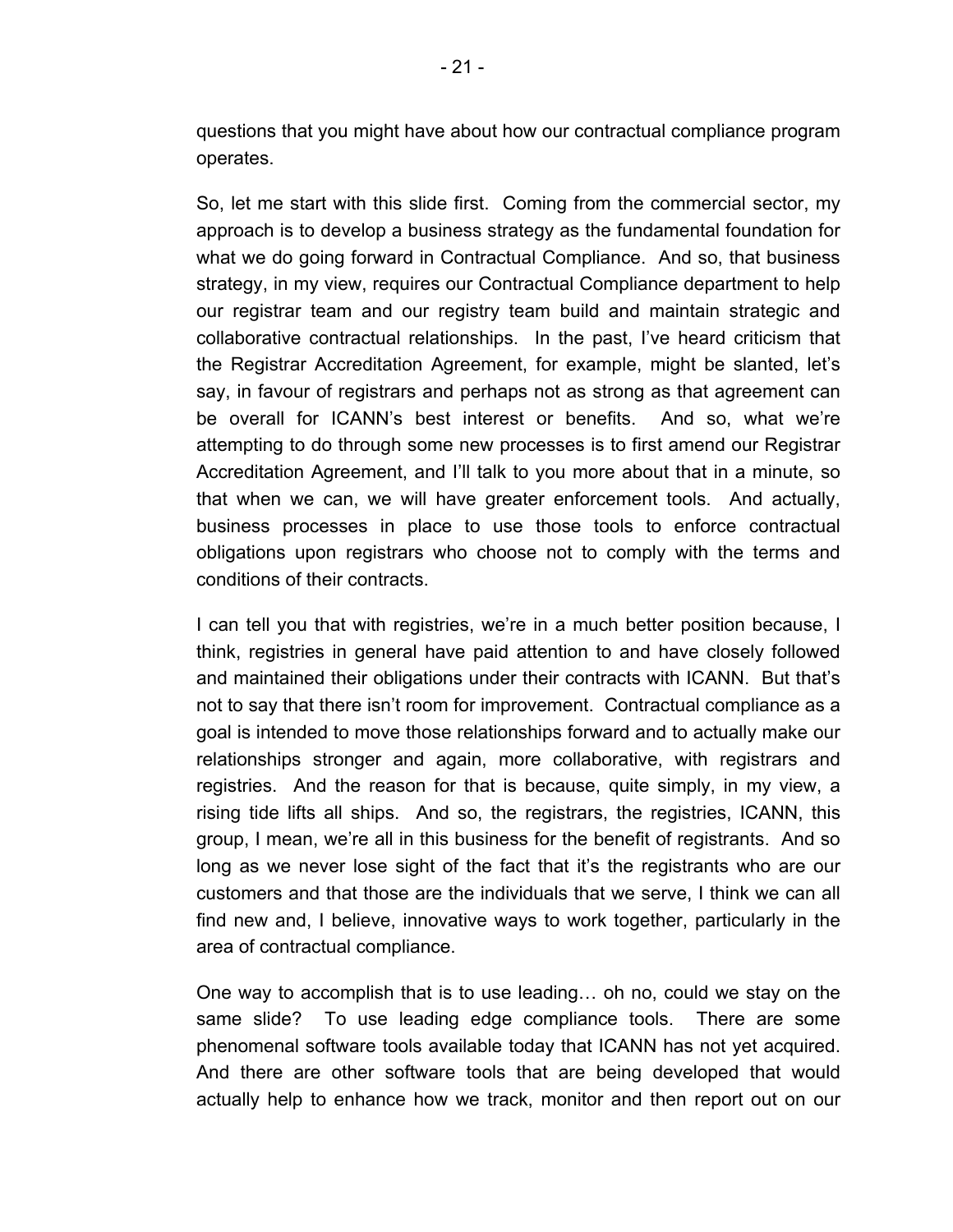questions that you might have about how our contractual compliance program operates.

So, let me start with this slide first. Coming from the commercial sector, my approach is to develop a business strategy as the fundamental foundation for what we do going forward in Contractual Compliance. And so, that business strategy, in my view, requires our Contractual Compliance department to help our registrar team and our registry team build and maintain strategic and collaborative contractual relationships. In the past, I've heard criticism that the Registrar Accreditation Agreement, for example, might be slanted, let's say, in favour of registrars and perhaps not as strong as that agreement can be overall for ICANN's best interest or benefits. And so, what we're attempting to do through some new processes is to first amend our Registrar Accreditation Agreement, and I'll talk to you more about that in a minute, so that when we can, we will have greater enforcement tools. And actually, business processes in place to use those tools to enforce contractual obligations upon registrars who choose not to comply with the terms and conditions of their contracts.

I can tell you that with registries, we're in a much better position because, I think, registries in general have paid attention to and have closely followed and maintained their obligations under their contracts with ICANN. But that's not to say that there isn't room for improvement. Contractual compliance as a goal is intended to move those relationships forward and to actually make our relationships stronger and again, more collaborative, with registrars and registries. And the reason for that is because, quite simply, in my view, a rising tide lifts all ships. And so, the registrars, the registries, ICANN, this group, I mean, we're all in this business for the benefit of registrants. And so long as we never lose sight of the fact that it's the registrants who are our customers and that those are the individuals that we serve, I think we can all find new and, I believe, innovative ways to work together, particularly in the area of contractual compliance.

One way to accomplish that is to use leading… oh no, could we stay on the same slide? To use leading edge compliance tools. There are some phenomenal software tools available today that ICANN has not yet acquired. And there are other software tools that are being developed that would actually help to enhance how we track, monitor and then report out on our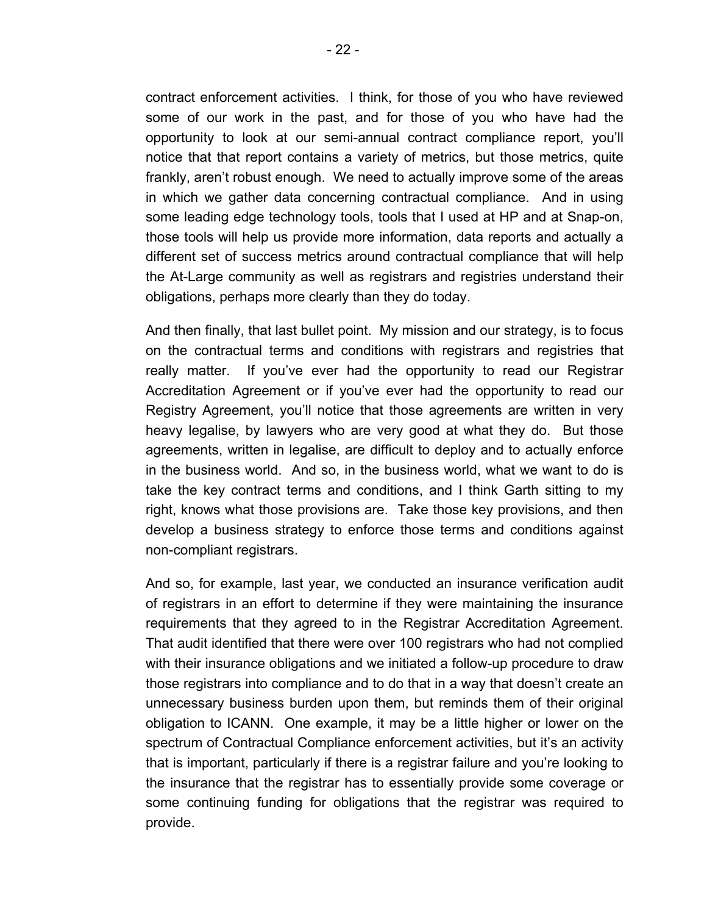contract enforcement activities. I think, for those of you who have reviewed some of our work in the past, and for those of you who have had the opportunity to look at our semi-annual contract compliance report, you'll notice that that report contains a variety of metrics, but those metrics, quite frankly, aren't robust enough. We need to actually improve some of the areas in which we gather data concerning contractual compliance. And in using some leading edge technology tools, tools that I used at HP and at Snap-on, those tools will help us provide more information, data reports and actually a different set of success metrics around contractual compliance that will help the At-Large community as well as registrars and registries understand their obligations, perhaps more clearly than they do today.

And then finally, that last bullet point. My mission and our strategy, is to focus on the contractual terms and conditions with registrars and registries that really matter. If you've ever had the opportunity to read our Registrar Accreditation Agreement or if you've ever had the opportunity to read our Registry Agreement, you'll notice that those agreements are written in very heavy legalise, by lawyers who are very good at what they do. But those agreements, written in legalise, are difficult to deploy and to actually enforce in the business world. And so, in the business world, what we want to do is take the key contract terms and conditions, and I think Garth sitting to my right, knows what those provisions are. Take those key provisions, and then develop a business strategy to enforce those terms and conditions against non-compliant registrars.

And so, for example, last year, we conducted an insurance verification audit of registrars in an effort to determine if they were maintaining the insurance requirements that they agreed to in the Registrar Accreditation Agreement. That audit identified that there were over 100 registrars who had not complied with their insurance obligations and we initiated a follow-up procedure to draw those registrars into compliance and to do that in a way that doesn't create an unnecessary business burden upon them, but reminds them of their original obligation to ICANN. One example, it may be a little higher or lower on the spectrum of Contractual Compliance enforcement activities, but it's an activity that is important, particularly if there is a registrar failure and you're looking to the insurance that the registrar has to essentially provide some coverage or some continuing funding for obligations that the registrar was required to provide.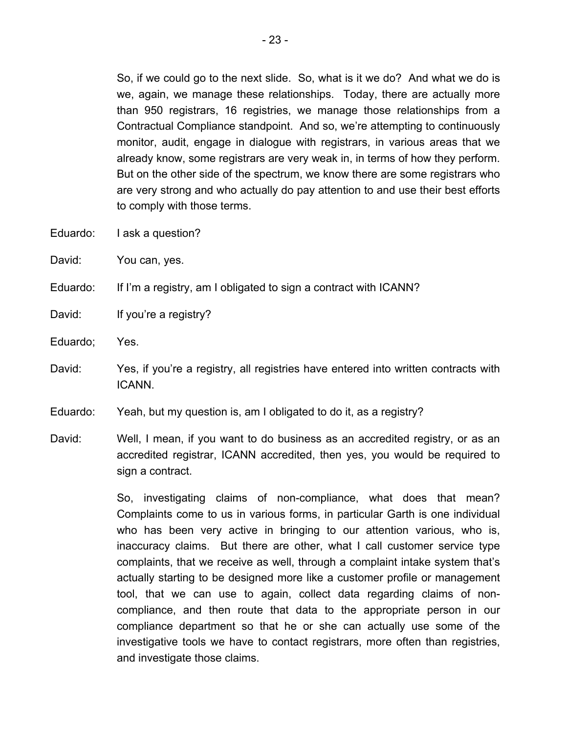So, if we could go to the next slide. So, what is it we do? And what we do is we, again, we manage these relationships. Today, there are actually more than 950 registrars, 16 registries, we manage those relationships from a Contractual Compliance standpoint. And so, we're attempting to continuously monitor, audit, engage in dialogue with registrars, in various areas that we already know, some registrars are very weak in, in terms of how they perform. But on the other side of the spectrum, we know there are some registrars who are very strong and who actually do pay attention to and use their best efforts to comply with those terms.

Eduardo: I ask a question?

David: You can, yes.

Eduardo: If I'm a registry, am I obligated to sign a contract with ICANN?

David: If you're a registry?

Eduardo; Yes.

David: Yes, if you're a registry, all registries have entered into written contracts with ICANN.

Eduardo: Yeah, but my question is, am I obligated to do it, as a registry?

David: Well, I mean, if you want to do business as an accredited registry, or as an accredited registrar, ICANN accredited, then yes, you would be required to sign a contract.

So, investigating claims of non-compliance, what does that mean? Complaints come to us in various forms, in particular Garth is one individual who has been very active in bringing to our attention various, who is, inaccuracy claims. But there are other, what I call customer service type complaints, that we receive as well, through a complaint intake system that's actually starting to be designed more like a customer profile or management tool, that we can use to again, collect data regarding claims of non-compliance, and then route that data to the appropriate person in our compliance department so that he or she can actually use some of the investigative tools we have to contact registrars, more often than registries, and investigate those claims.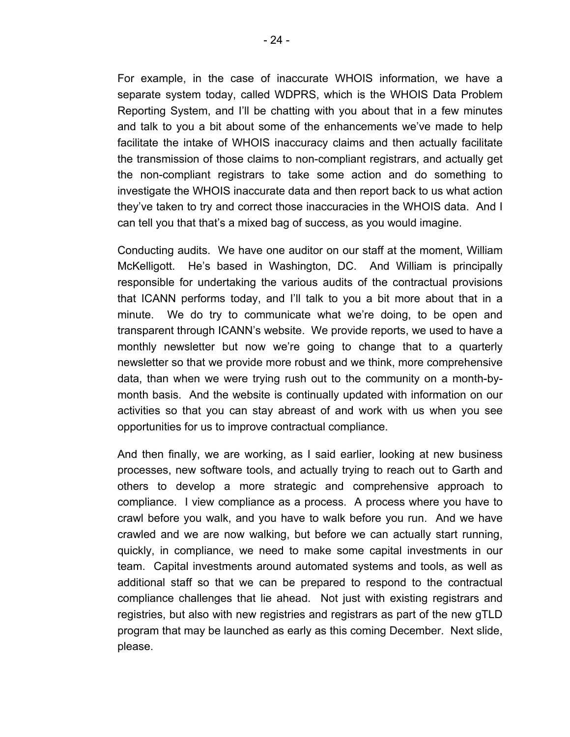For example, in the case of inaccurate WHOIS information, we have a separate system today, called WDPRS, which is the WHOIS Data Problem Reporting System, and I'll be chatting with you about that in a few minutes and talk to you a bit about some of the enhancements we've made to help facilitate the intake of WHOIS inaccuracy claims and then actually facilitate the transmission of those claims to non-compliant registrars, and actually get the non-compliant registrars to take some action and do something to investigate the WHOIS inaccurate data and then report back to us what action they've taken to try and correct those inaccuracies in the WHOIS data. And I can tell you that that's a mixed bag of success, as you would imagine.

Conducting audits. We have one auditor on our staff at the moment, William McKelligott. He's based in Washington, DC. And William is principally responsible for undertaking the various audits of the contractual provisions that ICANN performs today, and I'll talk to you a bit more about that in a minute. We do try to communicate what we're doing, to be open and transparent through ICANN's website. We provide reports, we used to have a monthly newsletter but now we're going to change that to a quarterly newsletter so that we provide more robust and we think, more comprehensive data, than when we were trying rush out to the community on a month-by-month basis. And the website is continually updated with information on our activities so that you can stay abreast of and work with us when you see opportunities for us to improve contractual compliance.

And then finally, we are working, as I said earlier, looking at new business processes, new software tools, and actually trying to reach out to Garth and others to develop a more strategic and comprehensive approach to compliance. I view compliance as a process. A process where you have to crawl before you walk, and you have to walk before you run. And we have crawled and we are now walking, but before we can actually start running, quickly, in compliance, we need to make some capital investments in our team. Capital investments around automated systems and tools, as well as additional staff so that we can be prepared to respond to the contractual compliance challenges that lie ahead. Not just with existing registrars and registries, but also with new registries and registrars as part of the new gTLD program that may be launched as early as this coming December. Next slide, please.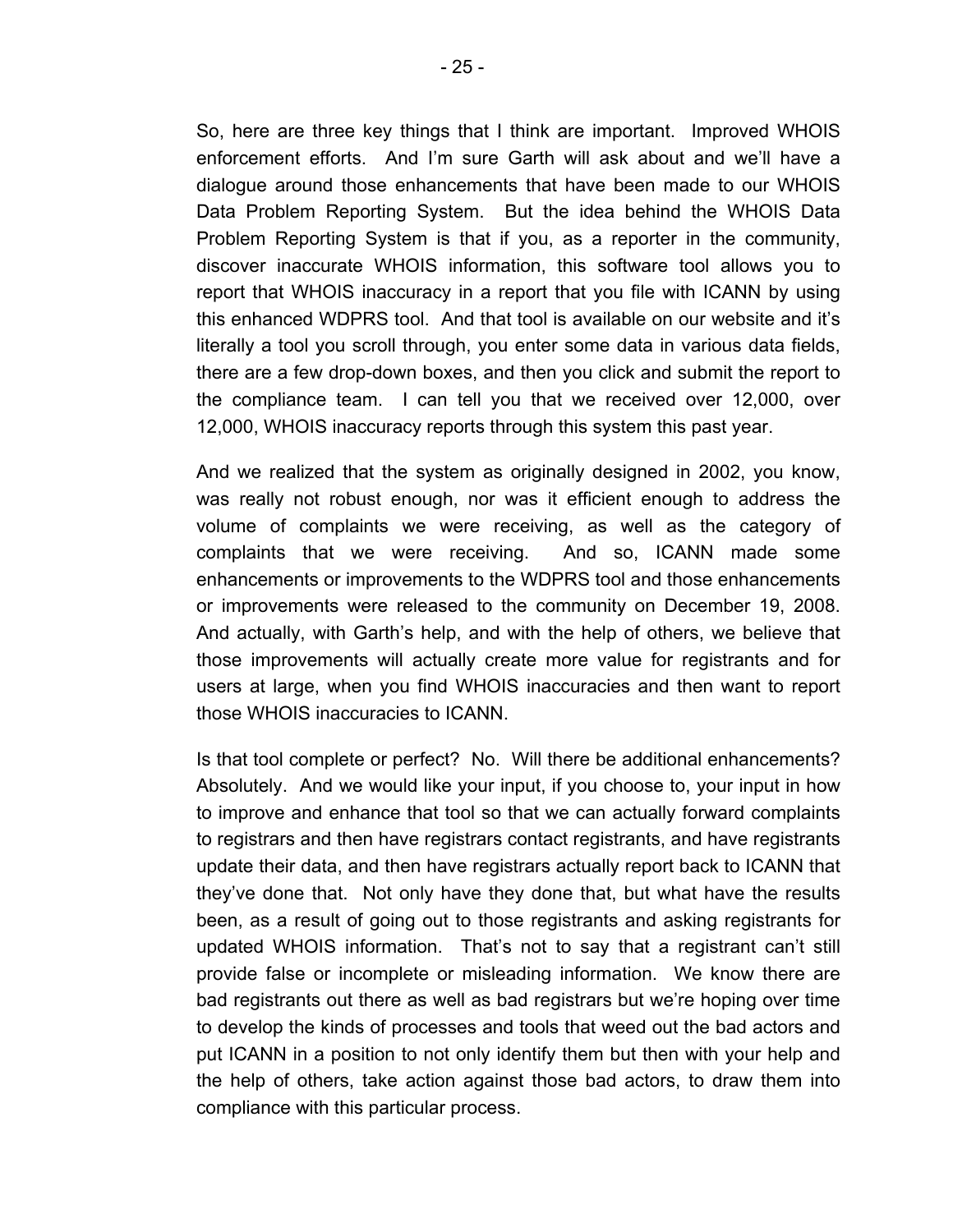So, here are three key things that I think are important. Improved WHOIS enforcement efforts. And I'm sure Garth will ask about and we'll have a dialogue around those enhancements that have been made to our WHOIS Data Problem Reporting System. But the idea behind the WHOIS Data Problem Reporting System is that if you, as a reporter in the community, discover inaccurate WHOIS information, this software tool allows you to report that WHOIS inaccuracy in a report that you file with ICANN by using this enhanced WDPRS tool. And that tool is available on our website and it's literally a tool you scroll through, you enter some data in various data fields, there are a few drop-down boxes, and then you click and submit the report to the compliance team. I can tell you that we received over 12,000, over 12,000, WHOIS inaccuracy reports through this system this past year.

And we realized that the system as originally designed in 2002, you know, was really not robust enough, nor was it efficient enough to address the volume of complaints we were receiving, as well as the category of complaints that we were receiving. And so, ICANN made some enhancements or improvements to the WDPRS tool and those enhancements or improvements were released to the community on December 19, 2008. And actually, with Garth's help, and with the help of others, we believe that those improvements will actually create more value for registrants and for users at large, when you find WHOIS inaccuracies and then want to report those WHOIS inaccuracies to ICANN.

Is that tool complete or perfect? No. Will there be additional enhancements? Absolutely. And we would like your input, if you choose to, your input in how to improve and enhance that tool so that we can actually forward complaints to registrars and then have registrars contact registrants, and have registrants update their data, and then have registrars actually report back to ICANN that they've done that. Not only have they done that, but what have the results been, as a result of going out to those registrants and asking registrants for updated WHOIS information. That's not to say that a registrant can't still provide false or incomplete or misleading information. We know there are bad registrants out there as well as bad registrars but we're hoping over time to develop the kinds of processes and tools that weed out the bad actors and put ICANN in a position to not only identify them but then with your help and the help of others, take action against those bad actors, to draw them into compliance with this particular process.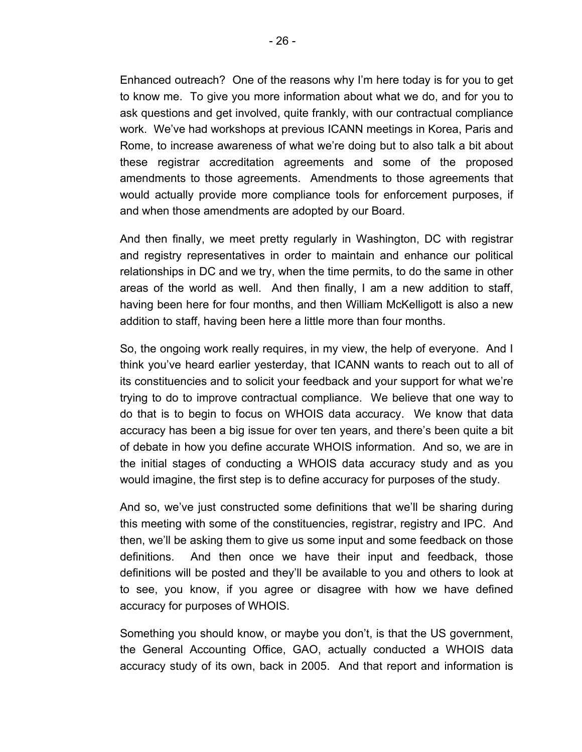Enhanced outreach? One of the reasons why I'm here today is for you to get to know me. To give you more information about what we do, and for you to ask questions and get involved, quite frankly, with our contractual compliance work. We've had workshops at previous ICANN meetings in Korea, Paris and Rome, to increase awareness of what we're doing but to also talk a bit about these registrar accreditation agreements and some of the proposed amendments to those agreements. Amendments to those agreements that would actually provide more compliance tools for enforcement purposes, if and when those amendments are adopted by our Board.

And then finally, we meet pretty regularly in Washington, DC with registrar and registry representatives in order to maintain and enhance our political relationships in DC and we try, when the time permits, to do the same in other areas of the world as well. And then finally, I am a new addition to staff, having been here for four months, and then William McKelligott is also a new addition to staff, having been here a little more than four months.

So, the ongoing work really requires, in my view, the help of everyone. And I think you've heard earlier yesterday, that ICANN wants to reach out to all of its constituencies and to solicit your feedback and your support for what we're trying to do to improve contractual compliance. We believe that one way to do that is to begin to focus on WHOIS data accuracy. We know that data accuracy has been a big issue for over ten years, and there's been quite a bit of debate in how you define accurate WHOIS information. And so, we are in the initial stages of conducting a WHOIS data accuracy study and as you would imagine, the first step is to define accuracy for purposes of the study.

And so, we've just constructed some definitions that we'll be sharing during this meeting with some of the constituencies, registrar, registry and IPC. And then, we'll be asking them to give us some input and some feedback on those definitions. And then once we have their input and feedback, those definitions will be posted and they'll be available to you and others to look at to see, you know, if you agree or disagree with how we have defined accuracy for purposes of WHOIS.

Something you should know, or maybe you don't, is that the US government, the General Accounting Office, GAO, actually conducted a WHOIS data accuracy study of its own, back in 2005. And that report and information is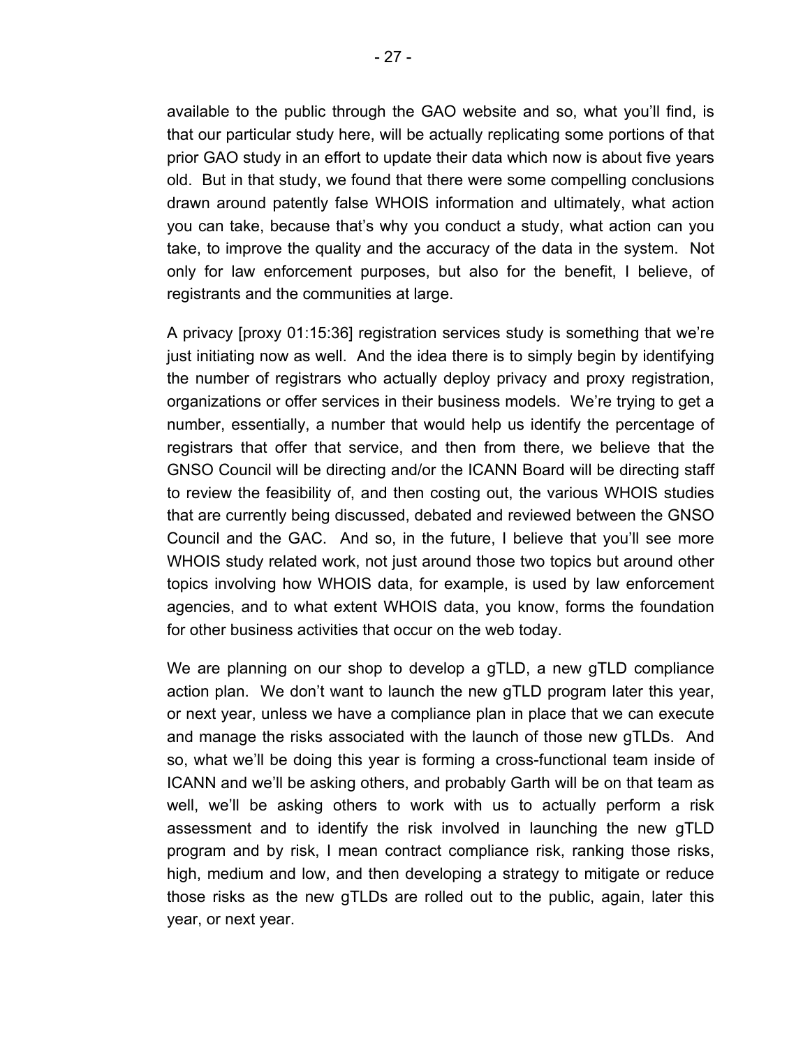available to the public through the GAO website and so, what you'll find, is that our particular study here, will be actually replicating some portions of that prior GAO study in an effort to update their data which now is about five years old. But in that study, we found that there were some compelling conclusions drawn around patently false WHOIS information and ultimately, what action you can take, because that's why you conduct a study, what action can you take, to improve the quality and the accuracy of the data in the system. Not only for law enforcement purposes, but also for the benefit, I believe, of registrants and the communities at large.

A privacy [proxy 01:15:36] registration services study is something that we're just initiating now as well. And the idea there is to simply begin by identifying the number of registrars who actually deploy privacy and proxy registration, organizations or offer services in their business models. We're trying to get a number, essentially, a number that would help us identify the percentage of registrars that offer that service, and then from there, we believe that the GNSO Council will be directing and/or the ICANN Board will be directing staff to review the feasibility of, and then costing out, the various WHOIS studies that are currently being discussed, debated and reviewed between the GNSO Council and the GAC. And so, in the future, I believe that you'll see more WHOIS study related work, not just around those two topics but around other topics involving how WHOIS data, for example, is used by law enforcement agencies, and to what extent WHOIS data, you know, forms the foundation for other business activities that occur on the web today.

We are planning on our shop to develop a gTLD, a new gTLD compliance action plan. We don't want to launch the new gTLD program later this year, or next year, unless we have a compliance plan in place that we can execute and manage the risks associated with the launch of those new gTLDs. And so, what we'll be doing this year is forming a cross-functional team inside of ICANN and we'll be asking others, and probably Garth will be on that team as well, we'll be asking others to work with us to actually perform a risk assessment and to identify the risk involved in launching the new gTLD program and by risk, I mean contract compliance risk, ranking those risks, high, medium and low, and then developing a strategy to mitigate or reduce those risks as the new gTLDs are rolled out to the public, again, later this year, or next year.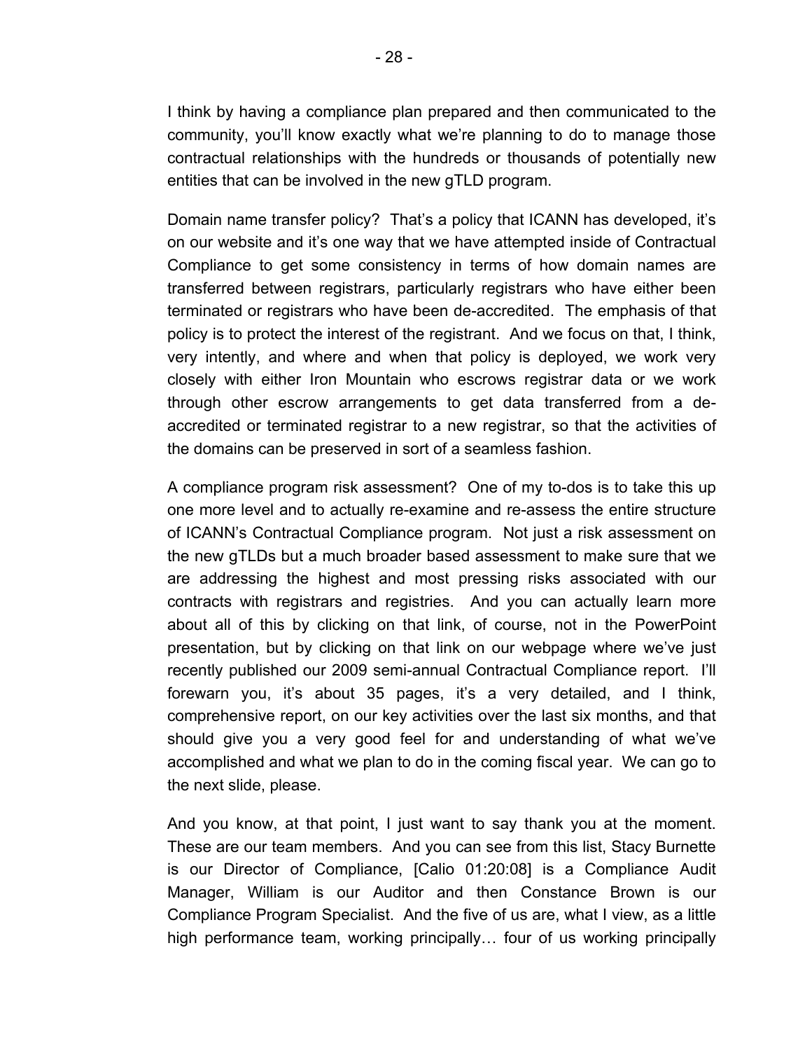I think by having a compliance plan prepared and then communicated to the community, you'll know exactly what we're planning to do to manage those contractual relationships with the hundreds or thousands of potentially new entities that can be involved in the new gTLD program.

Domain name transfer policy? That's a policy that ICANN has developed, it's on our website and it's one way that we have attempted inside of Contractual Compliance to get some consistency in terms of how domain names are transferred between registrars, particularly registrars who have either been terminated or registrars who have been de-accredited. The emphasis of that policy is to protect the interest of the registrant. And we focus on that, I think, very intently, and where and when that policy is deployed, we work very closely with either Iron Mountain who escrows registrar data or we work through other escrow arrangements to get data transferred from a de-accredited or terminated registrar to a new registrar, so that the activities of the domains can be preserved in sort of a seamless fashion.

A compliance program risk assessment? One of my to-dos is to take this up one more level and to actually re-examine and re-assess the entire structure of ICANN's Contractual Compliance program. Not just a risk assessment on the new gTLDs but a much broader based assessment to make sure that we are addressing the highest and most pressing risks associated with our contracts with registrars and registries. And you can actually learn more about all of this by clicking on that link, of course, not in the PowerPoint presentation, but by clicking on that link on our webpage where we've just recently published our 2009 semi-annual Contractual Compliance report. I'll forewarn you, it's about 35 pages, it's a very detailed, and I think, comprehensive report, on our key activities over the last six months, and that should give you a very good feel for and understanding of what we've accomplished and what we plan to do in the coming fiscal year. We can go to the next slide, please.

And you know, at that point, I just want to say thank you at the moment. These are our team members. And you can see from this list, Stacy Burnette is our Director of Compliance, [Calio 01:20:08] is a Compliance Audit Manager, William is our Auditor and then Constance Brown is our Compliance Program Specialist. And the five of us are, what I view, as a little high performance team, working principally… four of us working principally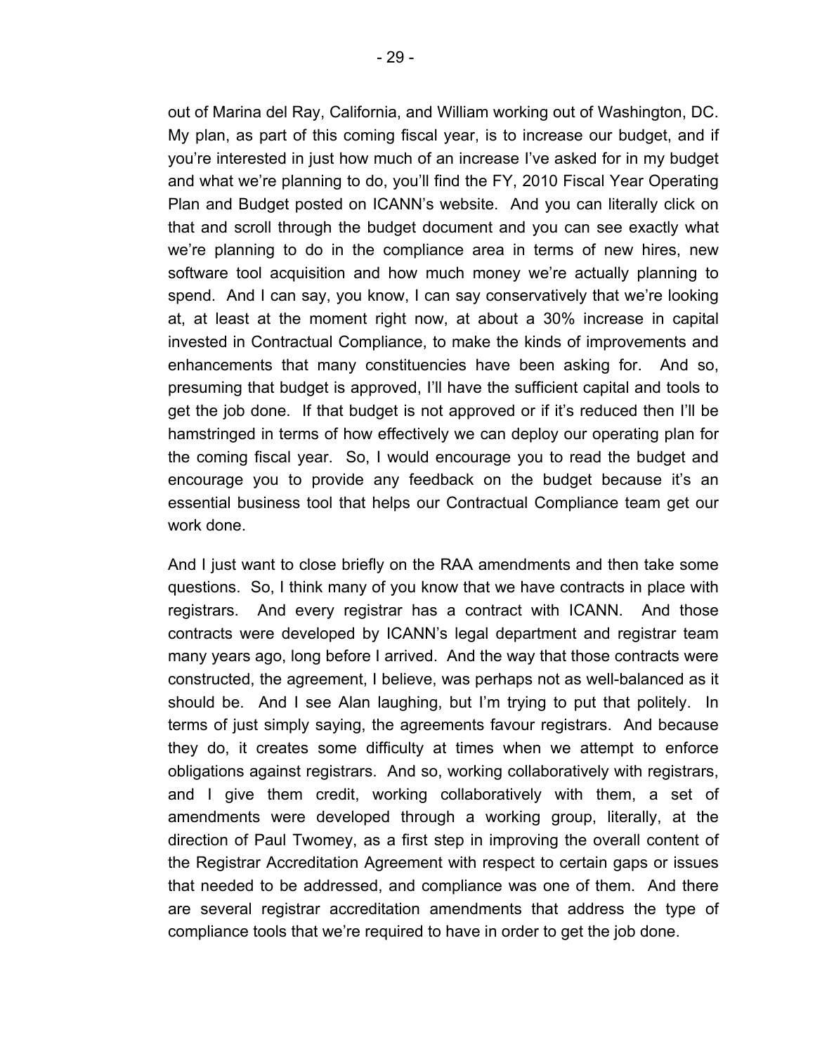out of Marina del Ray, California, and William working out of Washington, DC. My plan, as part of this coming fiscal year, is to increase our budget, and if you're interested in just how much of an increase I've asked for in my budget and what we're planning to do, you'll find the FY, 2010 Fiscal Year Operating Plan and Budget posted on ICANN's website. And you can literally click on that and scroll through the budget document and you can see exactly what we're planning to do in the compliance area in terms of new hires, new software tool acquisition and how much money we're actually planning to spend. And I can say, you know, I can say conservatively that we're looking at, at least at the moment right now, at about a 30% increase in capital invested in Contractual Compliance, to make the kinds of improvements and enhancements that many constituencies have been asking for. And so, presuming that budget is approved, I'll have the sufficient capital and tools to get the job done. If that budget is not approved or if it's reduced then I'll be hamstringed in terms of how effectively we can deploy our operating plan for the coming fiscal year. So, I would encourage you to read the budget and encourage you to provide any feedback on the budget because it's an essential business tool that helps our Contractual Compliance team get our work done.

And I just want to close briefly on the RAA amendments and then take some questions. So, I think many of you know that we have contracts in place with registrars. And every registrar has a contract with ICANN. And those contracts were developed by ICANN's legal department and registrar team many years ago, long before I arrived. And the way that those contracts were constructed, the agreement, I believe, was perhaps not as well-balanced as it should be. And I see Alan laughing, but I'm trying to put that politely. In terms of just simply saying, the agreements favour registrars. And because they do, it creates some difficulty at times when we attempt to enforce obligations against registrars. And so, working collaboratively with registrars, and I give them credit, working collaboratively with them, a set of amendments were developed through a working group, literally, at the direction of Paul Twomey, as a first step in improving the overall content of the Registrar Accreditation Agreement with respect to certain gaps or issues that needed to be addressed, and compliance was one of them. And there are several registrar accreditation amendments that address the type of compliance tools that we're required to have in order to get the job done.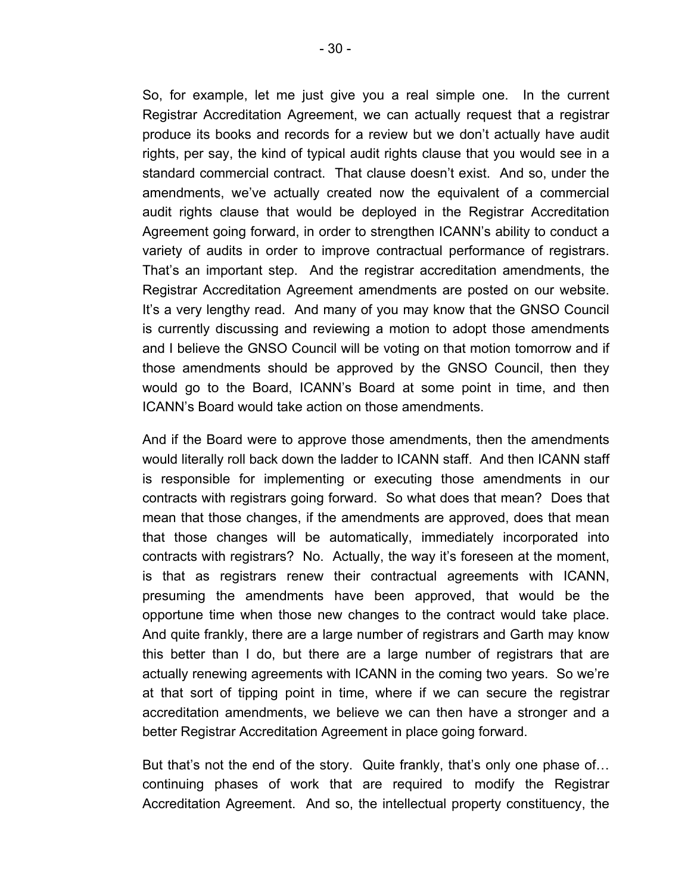So, for example, let me just give you a real simple one. In the current Registrar Accreditation Agreement, we can actually request that a registrar produce its books and records for a review but we don't actually have audit rights, per say, the kind of typical audit rights clause that you would see in a standard commercial contract. That clause doesn't exist. And so, under the amendments, we've actually created now the equivalent of a commercial audit rights clause that would be deployed in the Registrar Accreditation Agreement going forward, in order to strengthen ICANN's ability to conduct a variety of audits in order to improve contractual performance of registrars. That's an important step. And the registrar accreditation amendments, the Registrar Accreditation Agreement amendments are posted on our website. It's a very lengthy read. And many of you may know that the GNSO Council is currently discussing and reviewing a motion to adopt those amendments and I believe the GNSO Council will be voting on that motion tomorrow and if those amendments should be approved by the GNSO Council, then they would go to the Board, ICANN's Board at some point in time, and then ICANN's Board would take action on those amendments.

And if the Board were to approve those amendments, then the amendments would literally roll back down the ladder to ICANN staff. And then ICANN staff is responsible for implementing or executing those amendments in our contracts with registrars going forward. So what does that mean? Does that mean that those changes, if the amendments are approved, does that mean that those changes will be automatically, immediately incorporated into contracts with registrars? No. Actually, the way it's foreseen at the moment, is that as registrars renew their contractual agreements with ICANN, presuming the amendments have been approved, that would be the opportune time when those new changes to the contract would take place. And quite frankly, there are a large number of registrars and Garth may know this better than I do, but there are a large number of registrars that are actually renewing agreements with ICANN in the coming two years. So we're at that sort of tipping point in time, where if we can secure the registrar accreditation amendments, we believe we can then have a stronger and a better Registrar Accreditation Agreement in place going forward.

But that's not the end of the story. Quite frankly, that's only one phase of… continuing phases of work that are required to modify the Registrar Accreditation Agreement. And so, the intellectual property constituency, the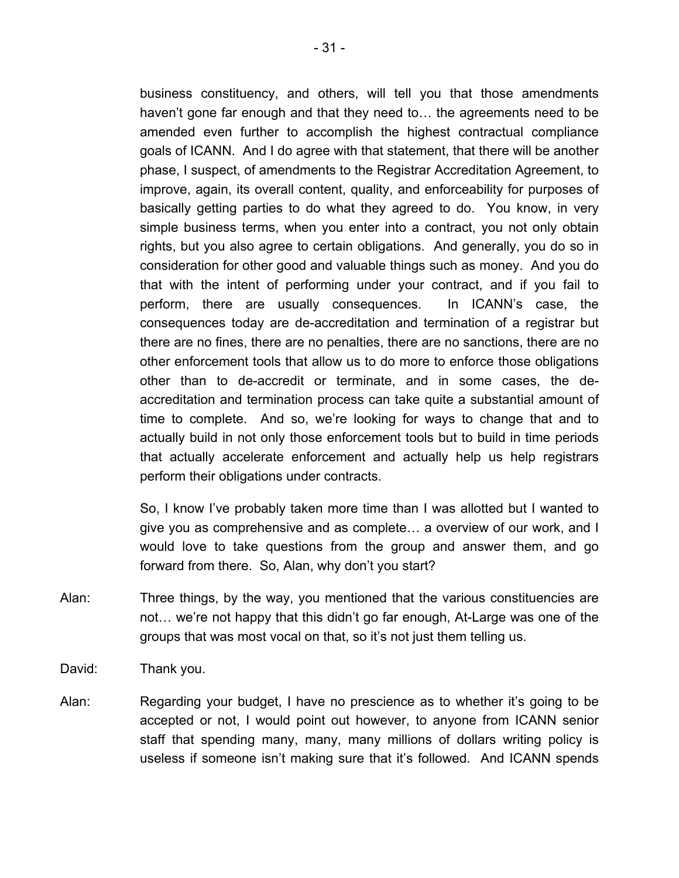business constituency, and others, will tell you that those amendments haven't gone far enough and that they need to… the agreements need to be amended even further to accomplish the highest contractual compliance goals of ICANN. And I do agree with that statement, that there will be another phase, I suspect, of amendments to the Registrar Accreditation Agreement, to improve, again, its overall content, quality, and enforceability for purposes of basically getting parties to do what they agreed to do. You know, in very simple business terms, when you enter into a contract, you not only obtain rights, but you also agree to certain obligations. And generally, you do so in consideration for other good and valuable things such as money. And you do that with the intent of performing under your contract, and if you fail to perform, there are usually consequences. In ICANN's case, the consequences today are de-accreditation and termination of a registrar but there are no fines, there are no penalties, there are no sanctions, there are no other enforcement tools that allow us to do more to enforce those obligations other than to de-accredit or terminate, and in some cases, the de-accreditation and termination process can take quite a substantial amount of time to complete. And so, we're looking for ways to change that and to actually build in not only those enforcement tools but to build in time periods that actually accelerate enforcement and actually help us help registrars perform their obligations under contracts.

So, I know I've probably taken more time than I was allotted but I wanted to give you as comprehensive and as complete… a overview of our work, and I would love to take questions from the group and answer them, and go forward from there. So, Alan, why don't you start?

Alan: Three things, by the way, you mentioned that the various constituencies are not… we're not happy that this didn't go far enough, At-Large was one of the groups that was most vocal on that, so it's not just them telling us.

David: Thank you.

Alan: Regarding your budget, I have no prescience as to whether it's going to be accepted or not, I would point out however, to anyone from ICANN senior staff that spending many, many, many millions of dollars writing policy is useless if someone isn't making sure that it's followed. And ICANN spends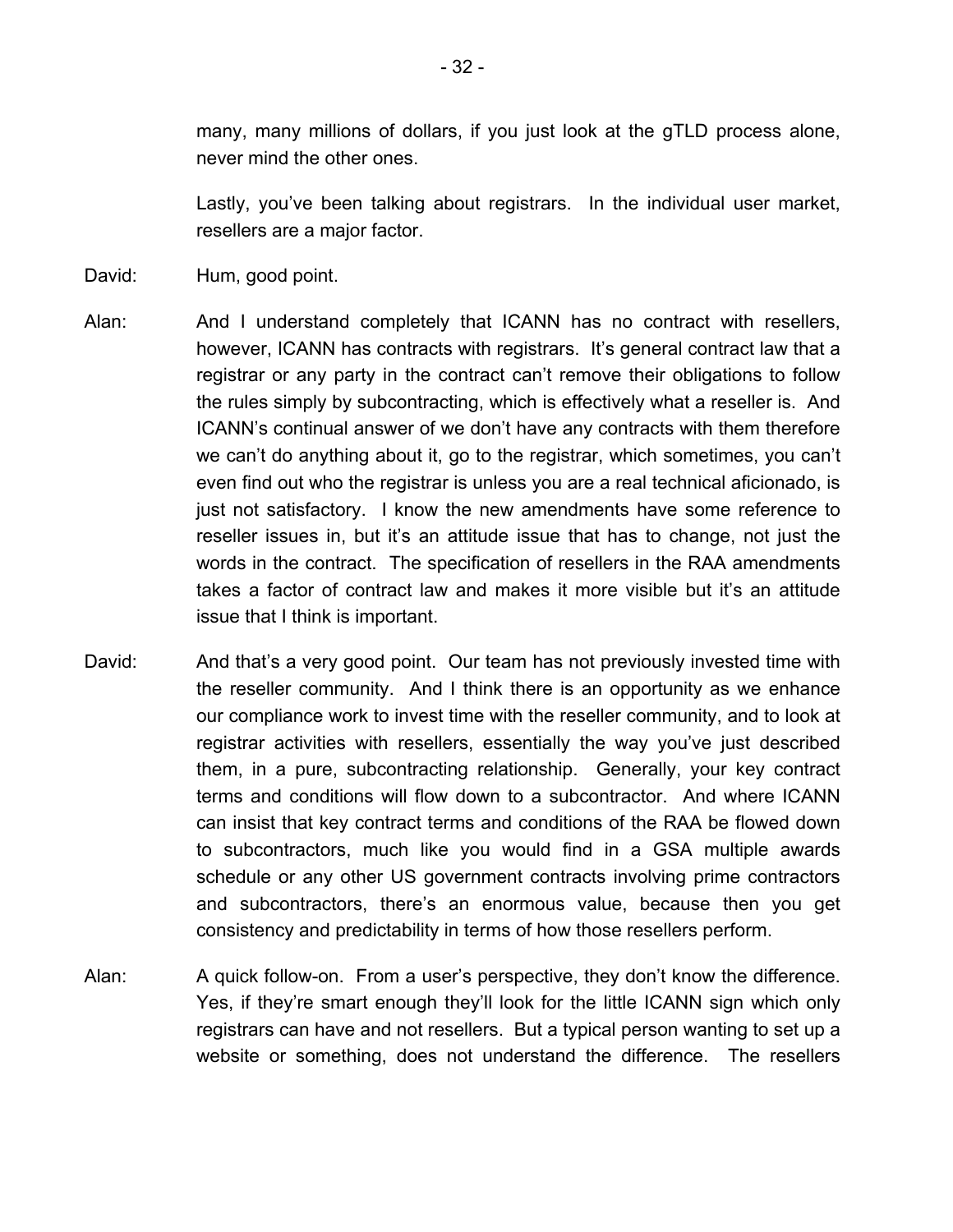many, many millions of dollars, if you just look at the gTLD process alone, never mind the other ones.

Lastly, you've been talking about registrars. In the individual user market, resellers are a major factor.

David: Hum, good point.

Alan: And I understand completely that ICANN has no contract with resellers, however, ICANN has contracts with registrars. It's general contract law that a registrar or any party in the contract can't remove their obligations to follow the rules simply by subcontracting, which is effectively what a reseller is. And ICANN's continual answer of we don't have any contracts with them therefore we can't do anything about it, go to the registrar, which sometimes, you can't even find out who the registrar is unless you are a real technical aficionado, is just not satisfactory. I know the new amendments have some reference to reseller issues in, but it's an attitude issue that has to change, not just the words in the contract. The specification of resellers in the RAA amendments takes a factor of contract law and makes it more visible but it's an attitude issue that I think is important.

David: And that's a very good point. Our team has not previously invested time with the reseller community. And I think there is an opportunity as we enhance our compliance work to invest time with the reseller community, and to look at registrar activities with resellers, essentially the way you've just described them, in a pure, subcontracting relationship. Generally, your key contract terms and conditions will flow down to a subcontractor. And where ICANN can insist that key contract terms and conditions of the RAA be flowed down to subcontractors, much like you would find in a GSA multiple awards schedule or any other US government contracts involving prime contractors and subcontractors, there's an enormous value, because then you get consistency and predictability in terms of how those resellers perform.

Alan: A quick follow-on. From a user's perspective, they don't know the difference. Yes, if they're smart enough they'll look for the little ICANN sign which only registrars can have and not resellers. But a typical person wanting to set up a website or something, does not understand the difference. The resellers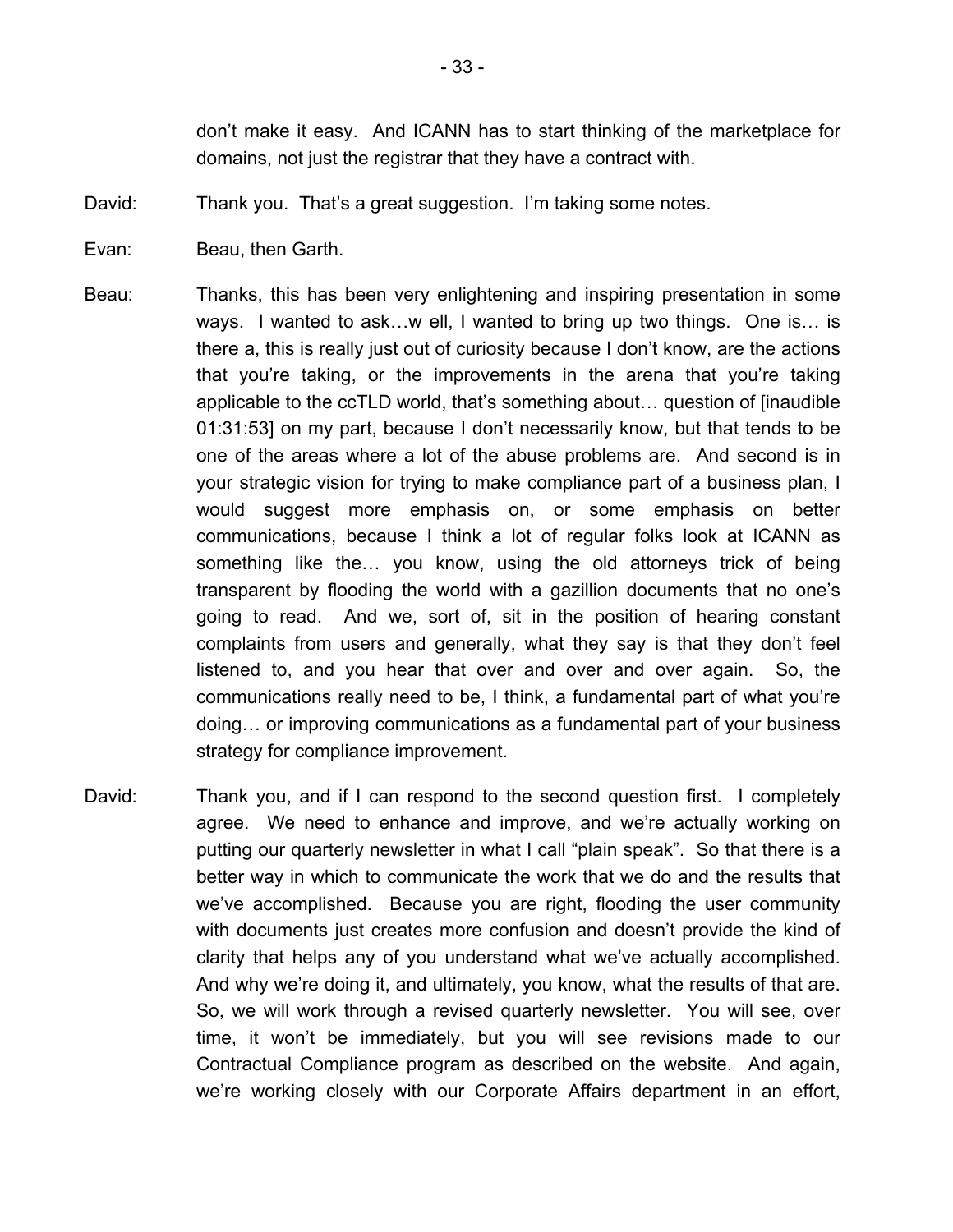don't make it easy. And ICANN has to start thinking of the marketplace for domains, not just the registrar that they have a contract with.

David: Thank you. That's a great suggestion. I'm taking some notes.

Evan: Beau, then Garth.

Beau: Thanks, this has been very enlightening and inspiring presentation in some ways. I wanted to ask…w ell, I wanted to bring up two things. One is… is there a, this is really just out of curiosity because I don't know, are the actions that you're taking, or the improvements in the arena that you're taking applicable to the ccTLD world, that's something about… question of [inaudible 01:31:53] on my part, because I don't necessarily know, but that tends to be one of the areas where a lot of the abuse problems are. And second is in your strategic vision for trying to make compliance part of a business plan, I would suggest more emphasis on, or some emphasis on better communications, because I think a lot of regular folks look at ICANN as something like the… you know, using the old attorneys trick of being transparent by flooding the world with a gazillion documents that no one's going to read. And we, sort of, sit in the position of hearing constant complaints from users and generally, what they say is that they don't feel listened to, and you hear that over and over and over again. So, the communications really need to be, I think, a fundamental part of what you're doing… or improving communications as a fundamental part of your business strategy for compliance improvement.

David: Thank you, and if I can respond to the second question first. I completely agree. We need to enhance and improve, and we're actually working on putting our quarterly newsletter in what I call "plain speak". So that there is a better way in which to communicate the work that we do and the results that we've accomplished. Because you are right, flooding the user community with documents just creates more confusion and doesn't provide the kind of clarity that helps any of you understand what we've actually accomplished. And why we're doing it, and ultimately, you know, what the results of that are. So, we will work through a revised quarterly newsletter. You will see, over time, it won't be immediately, but you will see revisions made to our Contractual Compliance program as described on the website. And again, we're working closely with our Corporate Affairs department in an effort,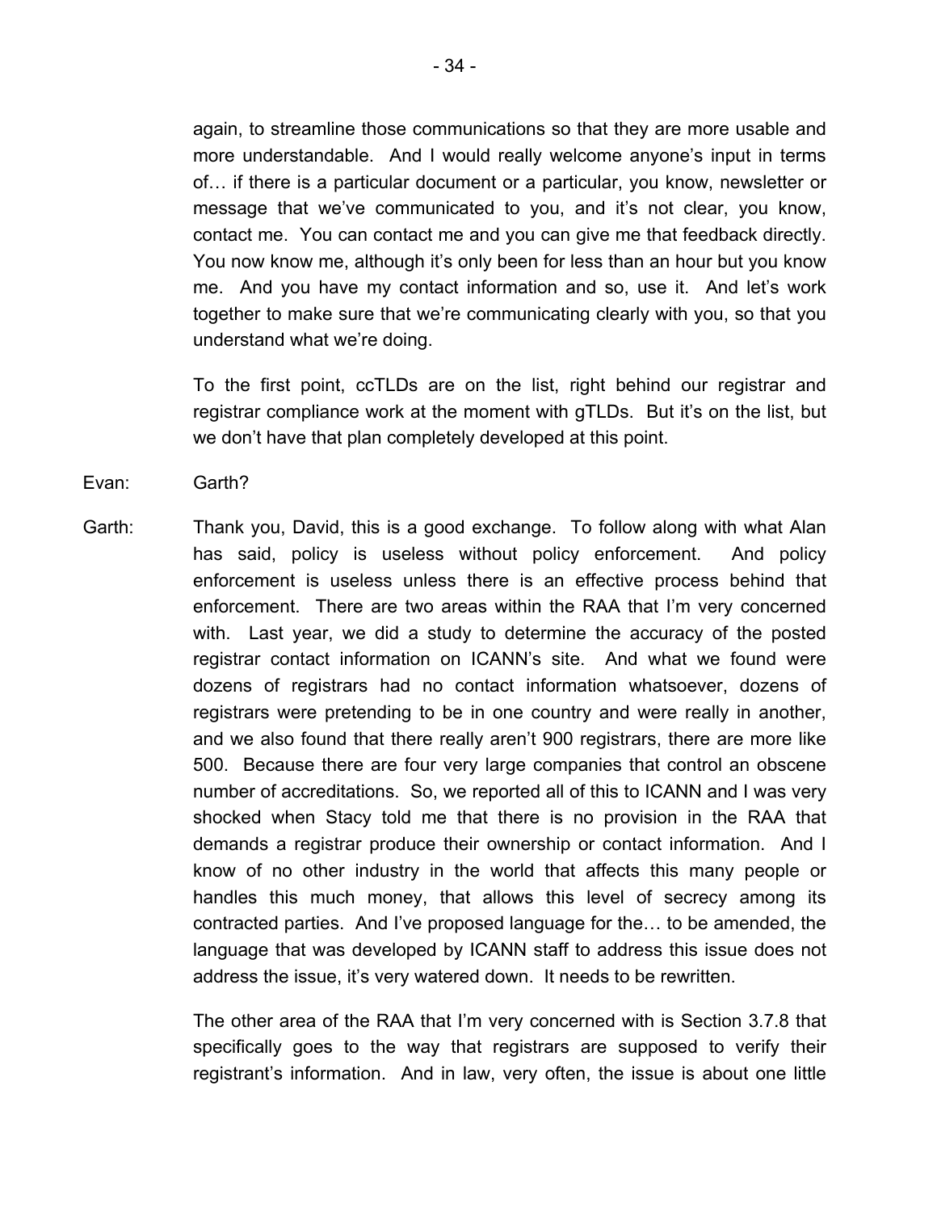again, to streamline those communications so that they are more usable and more understandable. And I would really welcome anyone's input in terms of… if there is a particular document or a particular, you know, newsletter or message that we've communicated to you, and it's not clear, you know, contact me. You can contact me and you can give me that feedback directly. You now know me, although it's only been for less than an hour but you know me. And you have my contact information and so, use it. And let's work together to make sure that we're communicating clearly with you, so that you understand what we're doing.

To the first point, ccTLDs are on the list, right behind our registrar and registrar compliance work at the moment with gTLDs. But it's on the list, but we don't have that plan completely developed at this point.

Evan: Garth?

Garth: Thank you, David, this is a good exchange. To follow along with what Alan has said, policy is useless without policy enforcement. And policy enforcement is useless unless there is an effective process behind that enforcement. There are two areas within the RAA that I'm very concerned with. Last year, we did a study to determine the accuracy of the posted registrar contact information on ICANN's site. And what we found were dozens of registrars had no contact information whatsoever, dozens of registrars were pretending to be in one country and were really in another, and we also found that there really aren't 900 registrars, there are more like 500. Because there are four very large companies that control an obscene number of accreditations. So, we reported all of this to ICANN and I was very shocked when Stacy told me that there is no provision in the RAA that demands a registrar produce their ownership or contact information. And I know of no other industry in the world that affects this many people or handles this much money, that allows this level of secrecy among its contracted parties. And I've proposed language for the… to be amended, the language that was developed by ICANN staff to address this issue does not address the issue, it's very watered down. It needs to be rewritten.

The other area of the RAA that I'm very concerned with is Section 3.7.8 that specifically goes to the way that registrars are supposed to verify their registrant's information. And in law, very often, the issue is about one little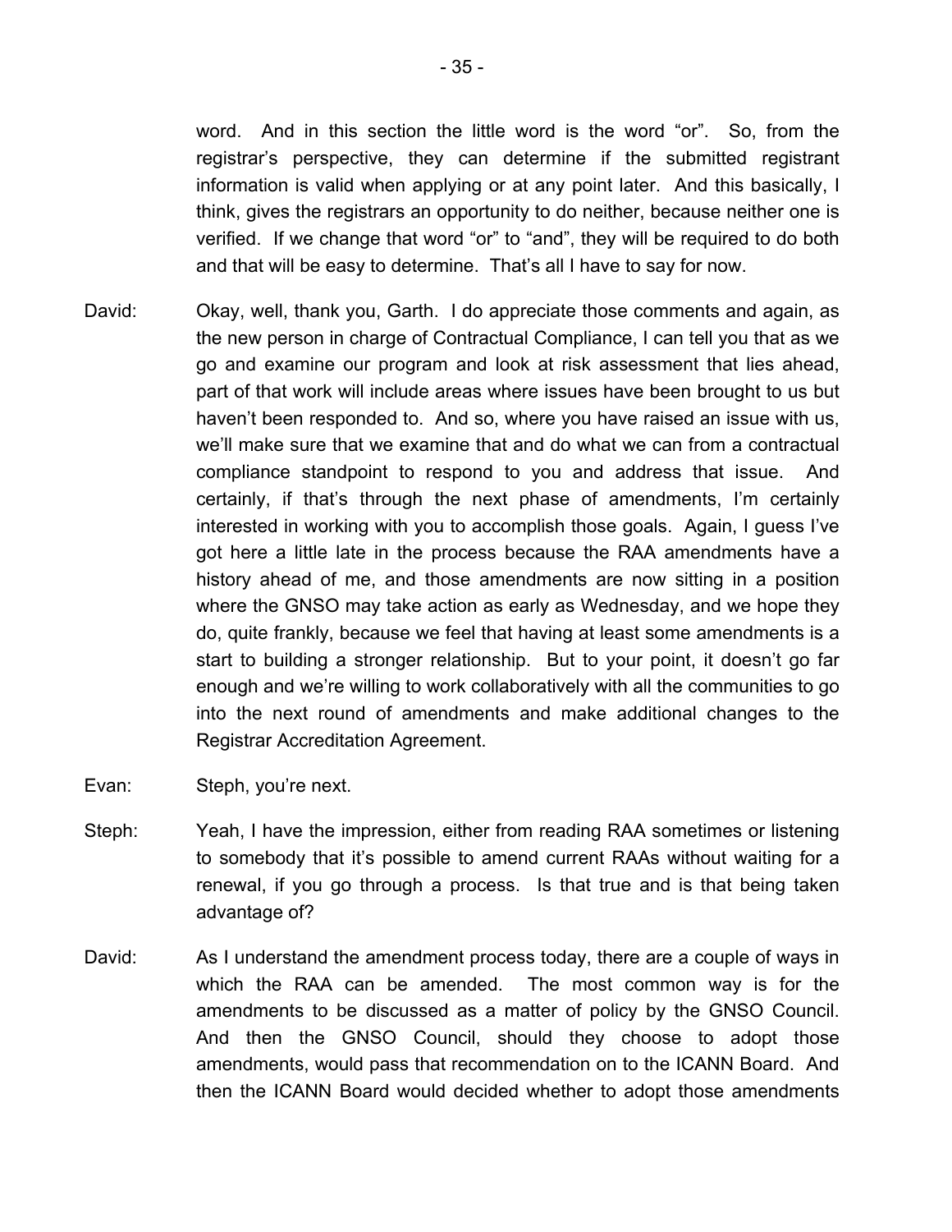word. And in this section the little word is the word "or". So, from the registrar's perspective, they can determine if the submitted registrant information is valid when applying or at any point later. And this basically, I think, gives the registrars an opportunity to do neither, because neither one is verified. If we change that word "or" to "and", they will be required to do both and that will be easy to determine. That's all I have to say for now.

David: Okay, well, thank you, Garth. I do appreciate those comments and again, as the new person in charge of Contractual Compliance, I can tell you that as we go and examine our program and look at risk assessment that lies ahead, part of that work will include areas where issues have been brought to us but haven't been responded to. And so, where you have raised an issue with us, we'll make sure that we examine that and do what we can from a contractual compliance standpoint to respond to you and address that issue. And certainly, if that's through the next phase of amendments, I'm certainly interested in working with you to accomplish those goals. Again, I guess I've got here a little late in the process because the RAA amendments have a history ahead of me, and those amendments are now sitting in a position where the GNSO may take action as early as Wednesday, and we hope they do, quite frankly, because we feel that having at least some amendments is a start to building a stronger relationship. But to your point, it doesn't go far enough and we're willing to work collaboratively with all the communities to go into the next round of amendments and make additional changes to the Registrar Accreditation Agreement.

Evan: Steph, you're next.

Steph: Yeah, I have the impression, either from reading RAA sometimes or listening to somebody that it's possible to amend current RAAs without waiting for a renewal, if you go through a process. Is that true and is that being taken advantage of?

David: As I understand the amendment process today, there are a couple of ways in which the RAA can be amended. The most common way is for the amendments to be discussed as a matter of policy by the GNSO Council. And then the GNSO Council, should they choose to adopt those amendments, would pass that recommendation on to the ICANN Board. And then the ICANN Board would decided whether to adopt those amendments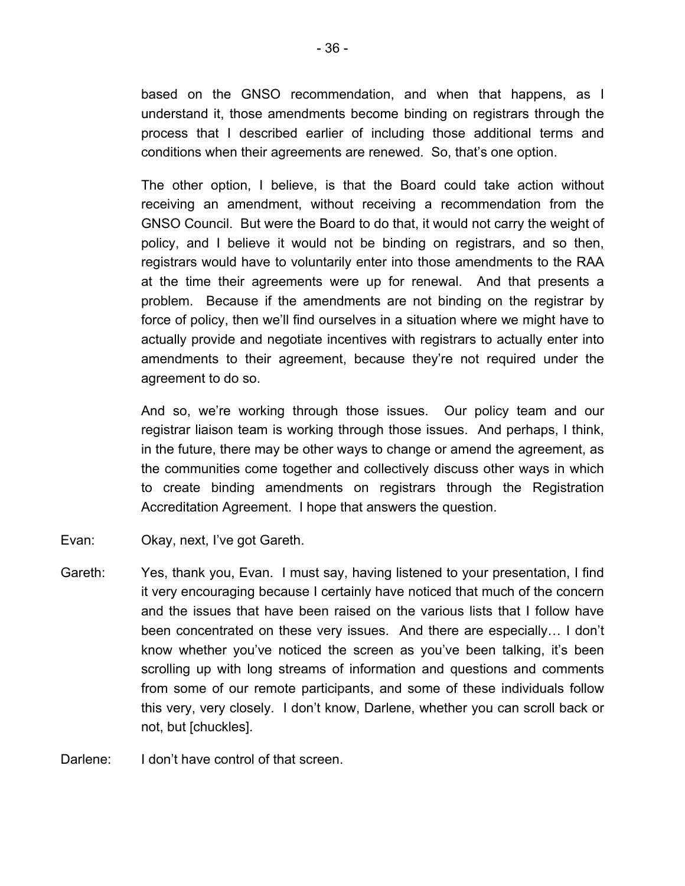based on the GNSO recommendation, and when that happens, as I understand it, those amendments become binding on registrars through the process that I described earlier of including those additional terms and conditions when their agreements are renewed. So, that's one option.

The other option, I believe, is that the Board could take action without receiving an amendment, without receiving a recommendation from the GNSO Council. But were the Board to do that, it would not carry the weight of policy, and I believe it would not be binding on registrars, and so then, registrars would have to voluntarily enter into those amendments to the RAA at the time their agreements were up for renewal. And that presents a problem. Because if the amendments are not binding on the registrar by force of policy, then we'll find ourselves in a situation where we might have to actually provide and negotiate incentives with registrars to actually enter into amendments to their agreement, because they're not required under the agreement to do so.

And so, we're working through those issues. Our policy team and our registrar liaison team is working through those issues. And perhaps, I think, in the future, there may be other ways to change or amend the agreement, as the communities come together and collectively discuss other ways in which to create binding amendments on registrars through the Registration Accreditation Agreement. I hope that answers the question.

Evan: Okay, next, I've got Gareth.

Gareth: Yes, thank you, Evan. I must say, having listened to your presentation, I find it very encouraging because I certainly have noticed that much of the concern and the issues that have been raised on the various lists that I follow have been concentrated on these very issues. And there are especially… I don't know whether you've noticed the screen as you've been talking, it's been scrolling up with long streams of information and questions and comments from some of our remote participants, and some of these individuals follow this very, very closely. I don't know, Darlene, whether you can scroll back or not, but [chuckles].

Darlene: I don't have control of that screen.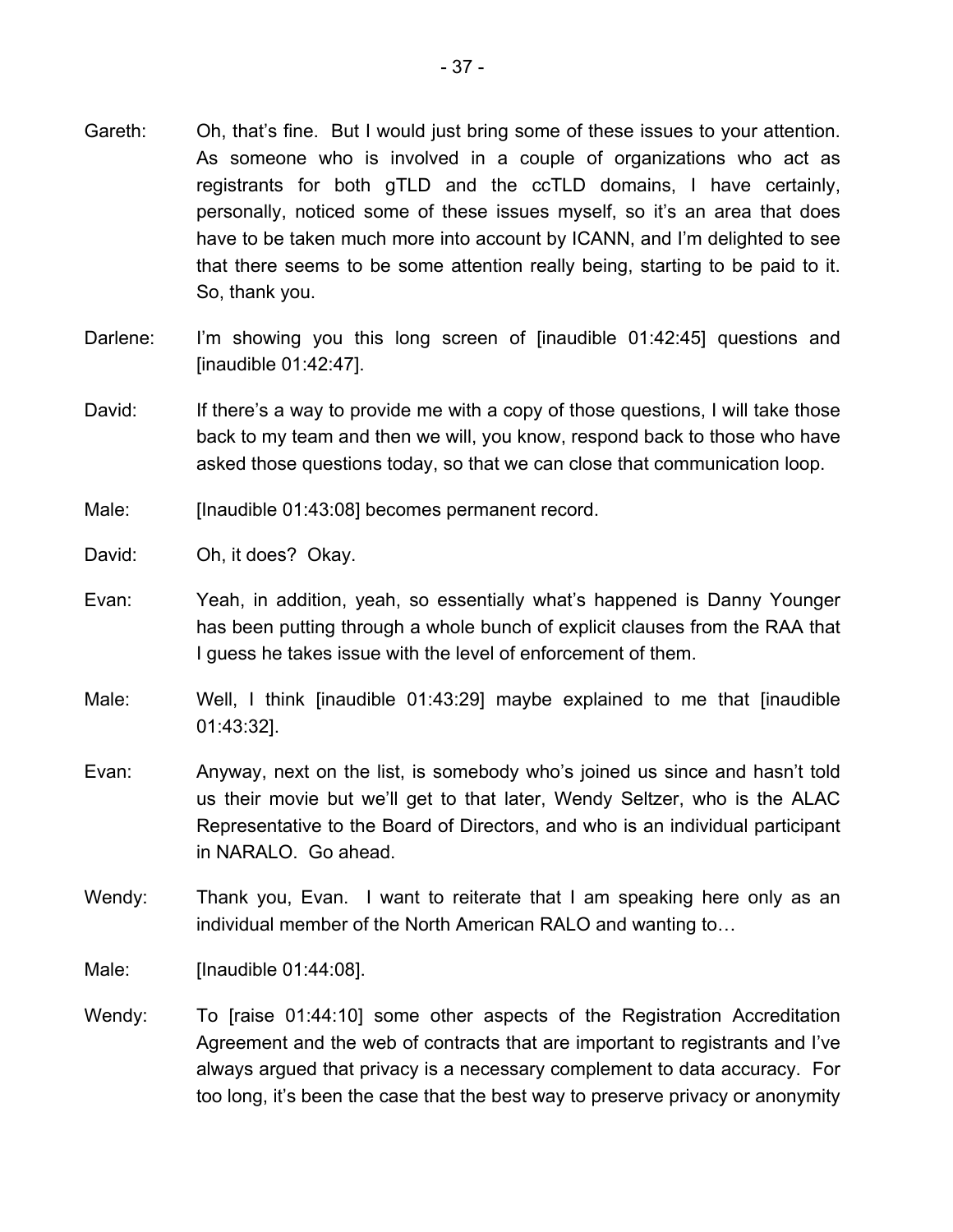Gareth: Oh, that's fine. But I would just bring some of these issues to your attention. As someone who is involved in a couple of organizations who act as registrants for both gTLD and the ccTLD domains, I have certainly, personally, noticed some of these issues myself, so it's an area that does have to be taken much more into account by ICANN, and I'm delighted to see that there seems to be some attention really being, starting to be paid to it. So, thank you.

Darlene: I'm showing you this long screen of [inaudible 01:42:45] questions and [inaudible 01:42:47].

David: If there's a way to provide me with a copy of those questions, I will take those back to my team and then we will, you know, respond back to those who have asked those questions today, so that we can close that communication loop.

Male: [Inaudible 01:43:08] becomes permanent record.

David: Oh, it does? Okay.

Evan: Yeah, in addition, yeah, so essentially what's happened is Danny Younger has been putting through a whole bunch of explicit clauses from the RAA that I guess he takes issue with the level of enforcement of them.

Male: Well, I think [inaudible 01:43:29] maybe explained to me that [inaudible 01:43:32].

Evan: Anyway, next on the list, is somebody who's joined us since and hasn't told us their movie but we'll get to that later, Wendy Seltzer, who is the ALAC Representative to the Board of Directors, and who is an individual participant in NARALO. Go ahead.

Wendy: Thank you, Evan. I want to reiterate that I am speaking here only as an individual member of the North American RALO and wanting to…

Male: [Inaudible 01:44:08].

Wendy: To [raise 01:44:10] some other aspects of the Registration Accreditation Agreement and the web of contracts that are important to registrants and I've always argued that privacy is a necessary complement to data accuracy. For too long, it's been the case that the best way to preserve privacy or anonymity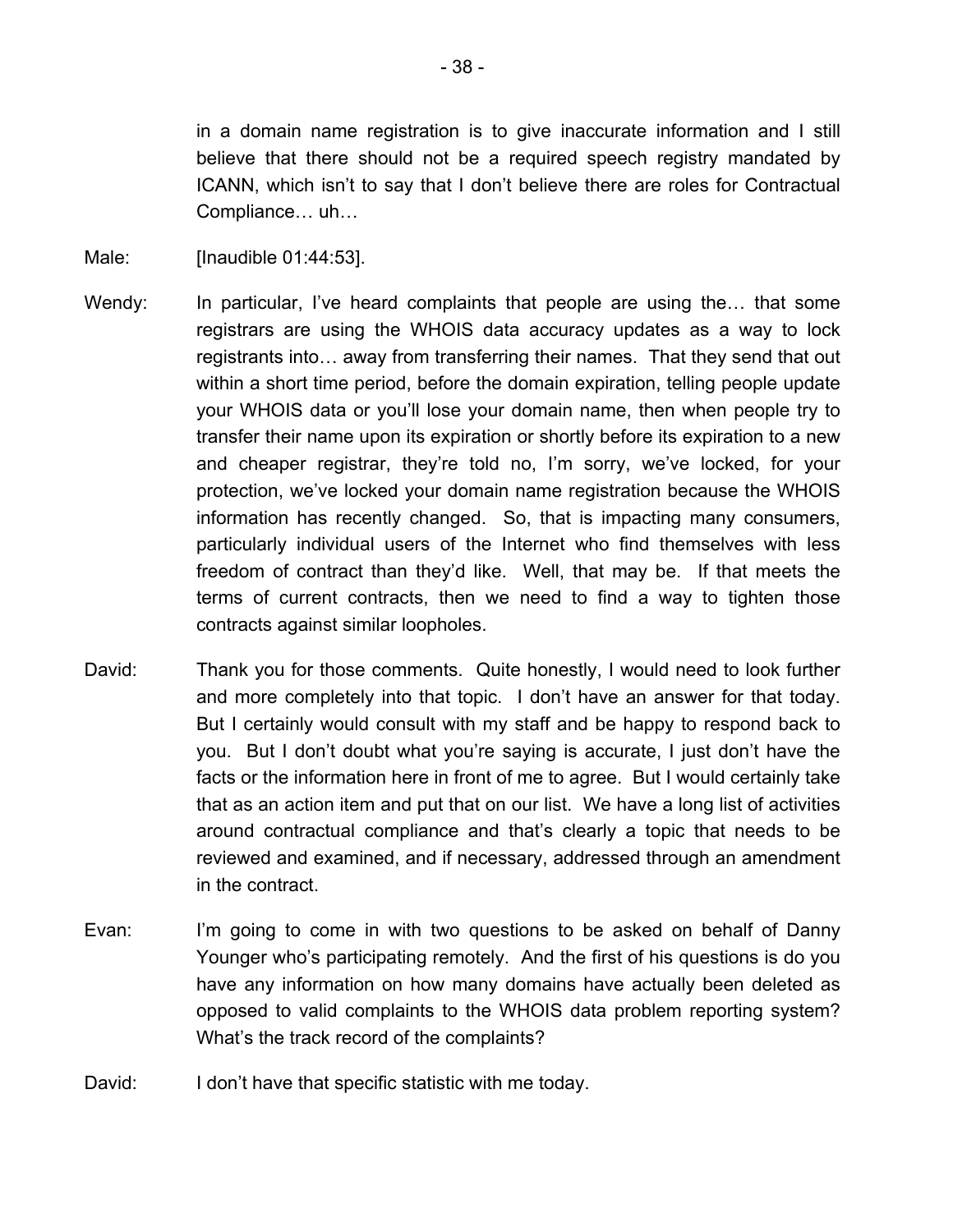in a domain name registration is to give inaccurate information and I still believe that there should not be a required speech registry mandated by ICANN, which isn't to say that I don't believe there are roles for Contractual Compliance… uh…

Male: [Inaudible 01:44:53].

Wendy: In particular, I've heard complaints that people are using the… that some registrars are using the WHOIS data accuracy updates as a way to lock registrants into… away from transferring their names. That they send that out within a short time period, before the domain expiration, telling people update your WHOIS data or you'll lose your domain name, then when people try to transfer their name upon its expiration or shortly before its expiration to a new and cheaper registrar, they're told no, I'm sorry, we've locked, for your protection, we've locked your domain name registration because the WHOIS information has recently changed. So, that is impacting many consumers, particularly individual users of the Internet who find themselves with less freedom of contract than they'd like. Well, that may be. If that meets the terms of current contracts, then we need to find a way to tighten those contracts against similar loopholes.

David: Thank you for those comments. Quite honestly, I would need to look further and more completely into that topic. I don't have an answer for that today. But I certainly would consult with my staff and be happy to respond back to you. But I don't doubt what you're saying is accurate, I just don't have the facts or the information here in front of me to agree. But I would certainly take that as an action item and put that on our list. We have a long list of activities around contractual compliance and that's clearly a topic that needs to be reviewed and examined, and if necessary, addressed through an amendment in the contract.

Evan: I'm going to come in with two questions to be asked on behalf of Danny Younger who's participating remotely. And the first of his questions is do you have any information on how many domains have actually been deleted as opposed to valid complaints to the WHOIS data problem reporting system? What's the track record of the complaints?

David: I don't have that specific statistic with me today.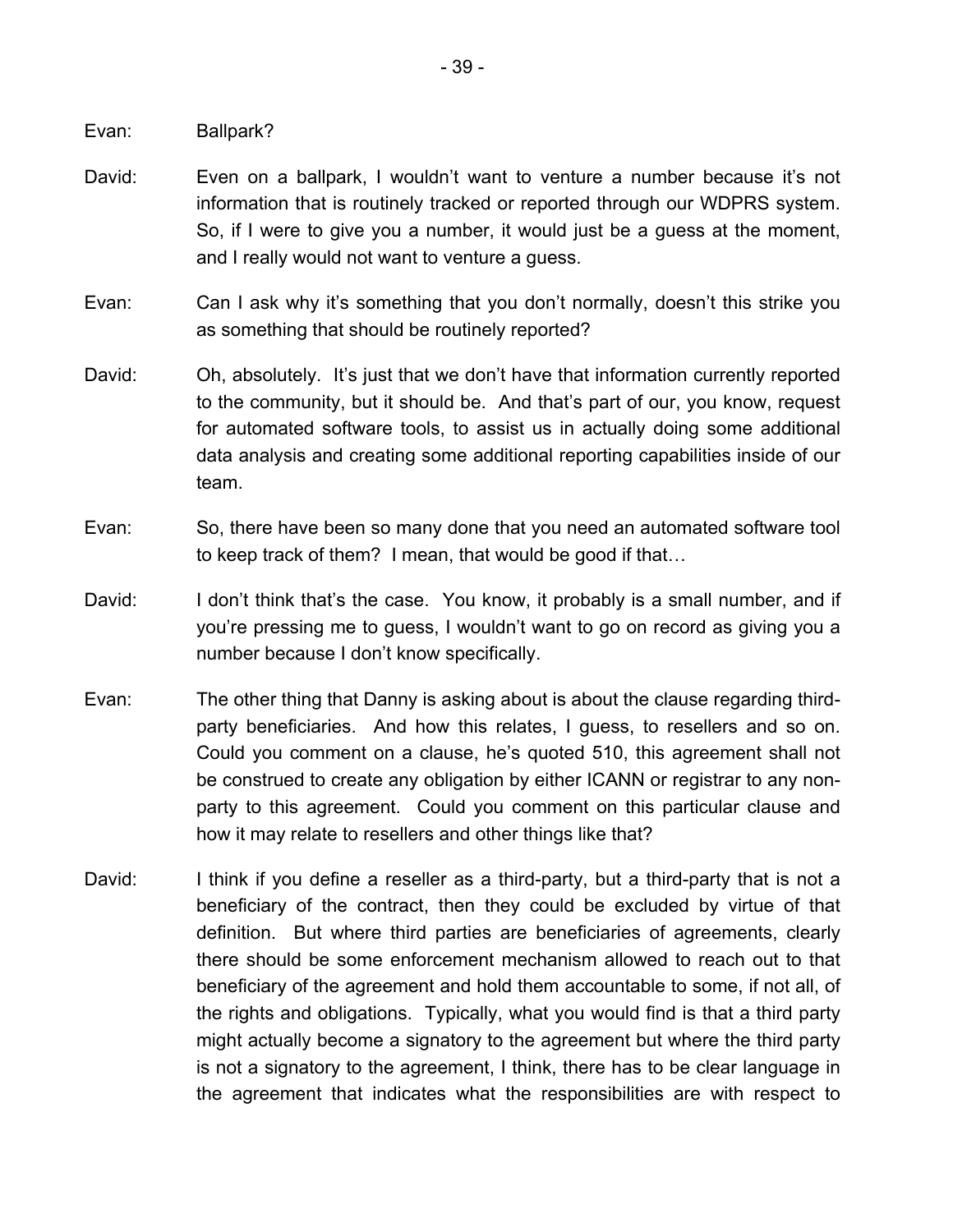Evan: Ballpark?

David: Even on a ballpark, I wouldn't want to venture a number because it's not information that is routinely tracked or reported through our WDPRS system. So, if I were to give you a number, it would just be a guess at the moment, and I really would not want to venture a guess.

Evan: Can I ask why it's something that you don't normally, doesn't this strike you as something that should be routinely reported?

David: Oh, absolutely. It's just that we don't have that information currently reported to the community, but it should be. And that's part of our, you know, request for automated software tools, to assist us in actually doing some additional data analysis and creating some additional reporting capabilities inside of our team.

Evan: So, there have been so many done that you need an automated software tool to keep track of them? I mean, that would be good if that…

David: I don't think that's the case. You know, it probably is a small number, and if you're pressing me to guess, I wouldn't want to go on record as giving you a number because I don't know specifically.

Evan: The other thing that Danny is asking about is about the clause regarding third-party beneficiaries. And how this relates, I guess, to resellers and so on. Could you comment on a clause, he's quoted 510, this agreement shall not be construed to create any obligation by either ICANN or registrar to any non-party to this agreement. Could you comment on this particular clause and how it may relate to resellers and other things like that?

David: I think if you define a reseller as a third-party, but a third-party that is not a beneficiary of the contract, then they could be excluded by virtue of that definition. But where third parties are beneficiaries of agreements, clearly there should be some enforcement mechanism allowed to reach out to that beneficiary of the agreement and hold them accountable to some, if not all, of the rights and obligations. Typically, what you would find is that a third party might actually become a signatory to the agreement but where the third party is not a signatory to the agreement, I think, there has to be clear language in the agreement that indicates what the responsibilities are with respect to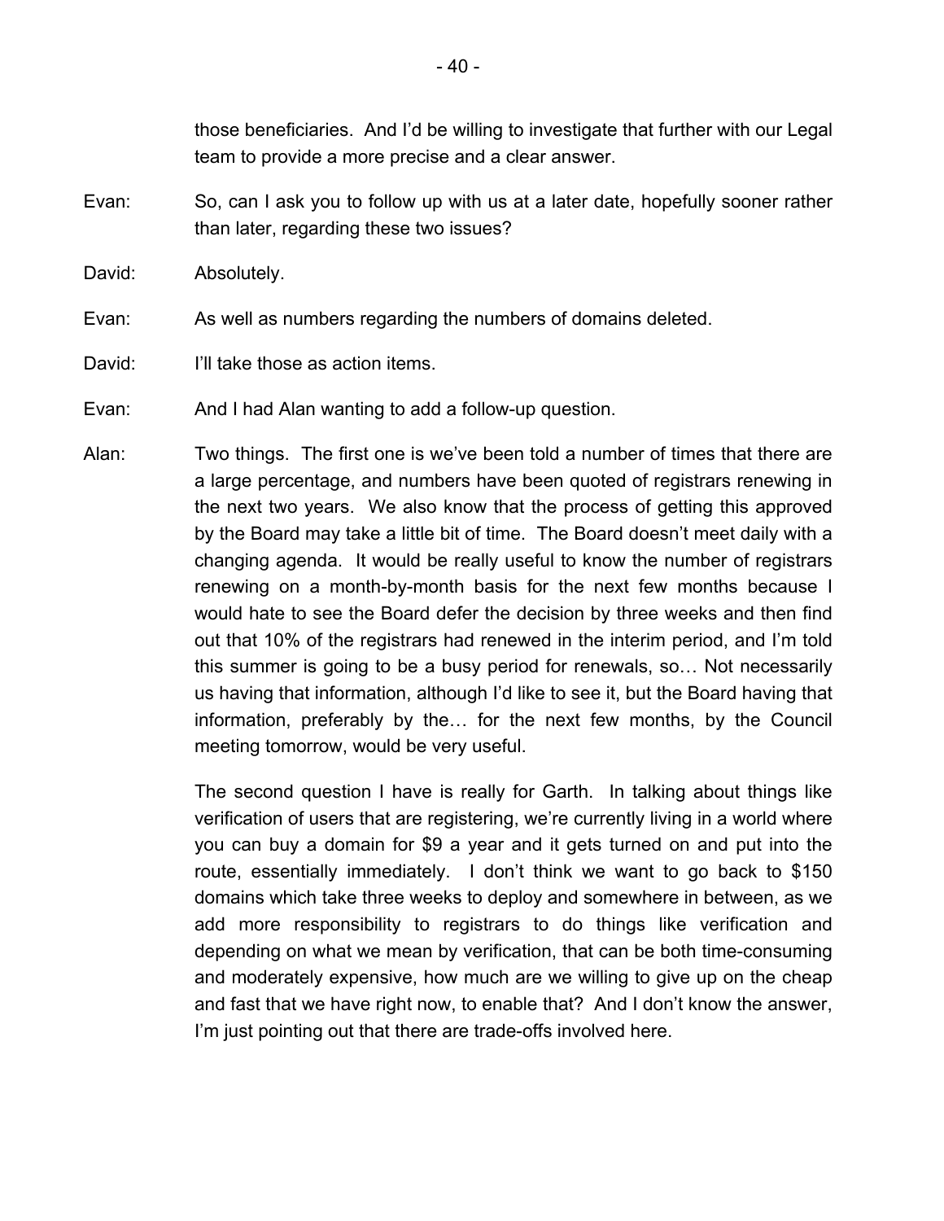those beneficiaries. And I'd be willing to investigate that further with our Legal team to provide a more precise and a clear answer.

Evan: So, can I ask you to follow up with us at a later date, hopefully sooner rather than later, regarding these two issues?

David: Absolutely.

Evan: As well as numbers regarding the numbers of domains deleted.

David: I'll take those as action items.

Evan: And I had Alan wanting to add a follow-up question.

Alan: Two things. The first one is we've been told a number of times that there are a large percentage, and numbers have been quoted of registrars renewing in the next two years. We also know that the process of getting this approved by the Board may take a little bit of time. The Board doesn't meet daily with a changing agenda. It would be really useful to know the number of registrars renewing on a month-by-month basis for the next few months because I would hate to see the Board defer the decision by three weeks and then find out that 10% of the registrars had renewed in the interim period, and I'm told this summer is going to be a busy period for renewals, so… Not necessarily us having that information, although I'd like to see it, but the Board having that information, preferably by the… for the next few months, by the Council meeting tomorrow, would be very useful.

The second question I have is really for Garth. In talking about things like verification of users that are registering, we're currently living in a world where you can buy a domain for $9 a year and it gets turned on and put into the route, essentially immediately. I don't think we want to go back to $150 domains which take three weeks to deploy and somewhere in between, as we add more responsibility to registrars to do things like verification and depending on what we mean by verification, that can be both time-consuming and moderately expensive, how much are we willing to give up on the cheap and fast that we have right now, to enable that? And I don't know the answer, I'm just pointing out that there are trade-offs involved here.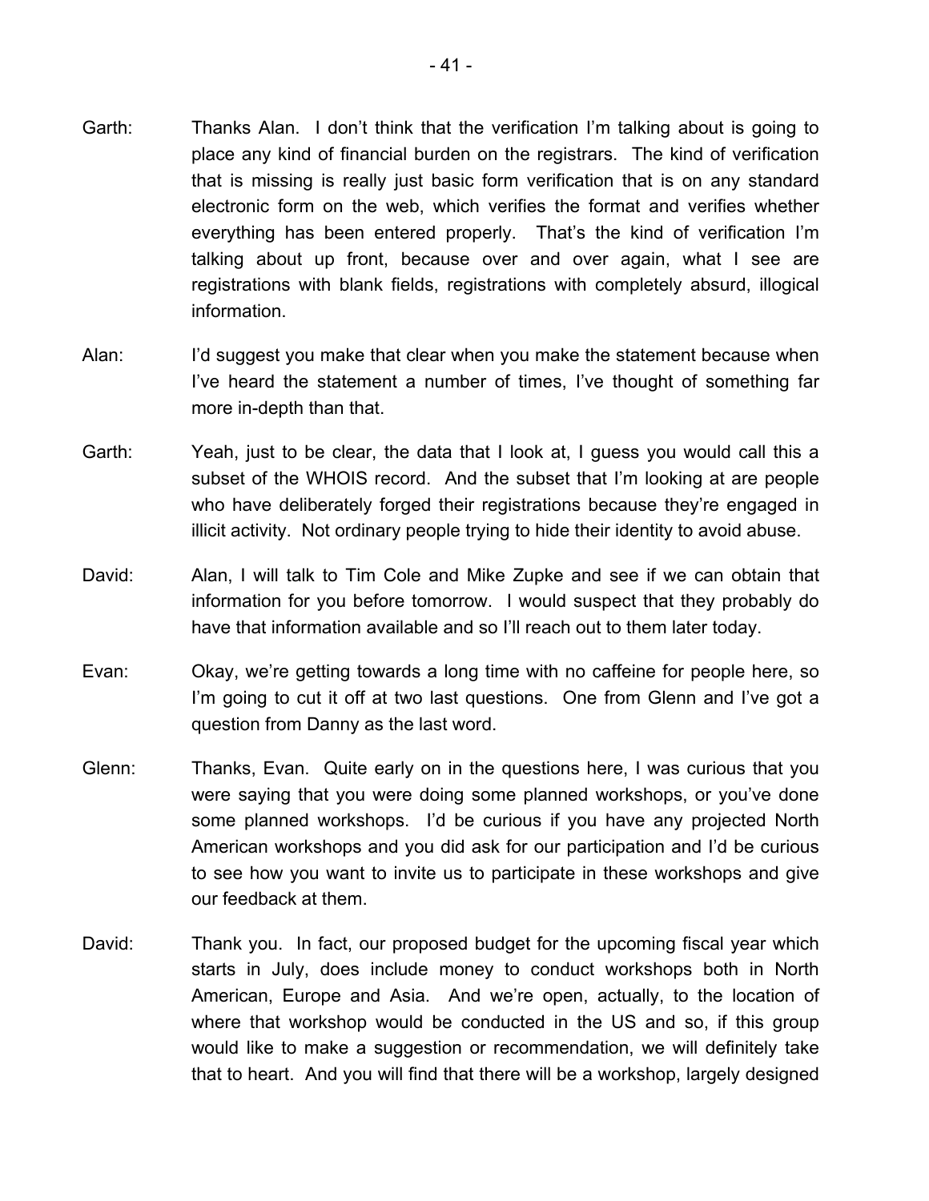Garth: Thanks Alan. I don't think that the verification I'm talking about is going to place any kind of financial burden on the registrars. The kind of verification that is missing is really just basic form verification that is on any standard electronic form on the web, which verifies the format and verifies whether everything has been entered properly. That's the kind of verification I'm talking about up front, because over and over again, what I see are registrations with blank fields, registrations with completely absurd, illogical information.

Alan: I'd suggest you make that clear when you make the statement because when I've heard the statement a number of times, I've thought of something far more in-depth than that.

Garth: Yeah, just to be clear, the data that I look at, I guess you would call this a subset of the WHOIS record. And the subset that I'm looking at are people who have deliberately forged their registrations because they're engaged in illicit activity. Not ordinary people trying to hide their identity to avoid abuse.

David: Alan, I will talk to Tim Cole and Mike Zupke and see if we can obtain that information for you before tomorrow. I would suspect that they probably do have that information available and so I'll reach out to them later today.

Evan: Okay, we're getting towards a long time with no caffeine for people here, so I'm going to cut it off at two last questions. One from Glenn and I've got a question from Danny as the last word.

Glenn: Thanks, Evan. Quite early on in the questions here, I was curious that you were saying that you were doing some planned workshops, or you've done some planned workshops. I'd be curious if you have any projected North American workshops and you did ask for our participation and I'd be curious to see how you want to invite us to participate in these workshops and give our feedback at them.

David: Thank you. In fact, our proposed budget for the upcoming fiscal year which starts in July, does include money to conduct workshops both in North American, Europe and Asia. And we're open, actually, to the location of where that workshop would be conducted in the US and so, if this group would like to make a suggestion or recommendation, we will definitely take that to heart. And you will find that there will be a workshop, largely designed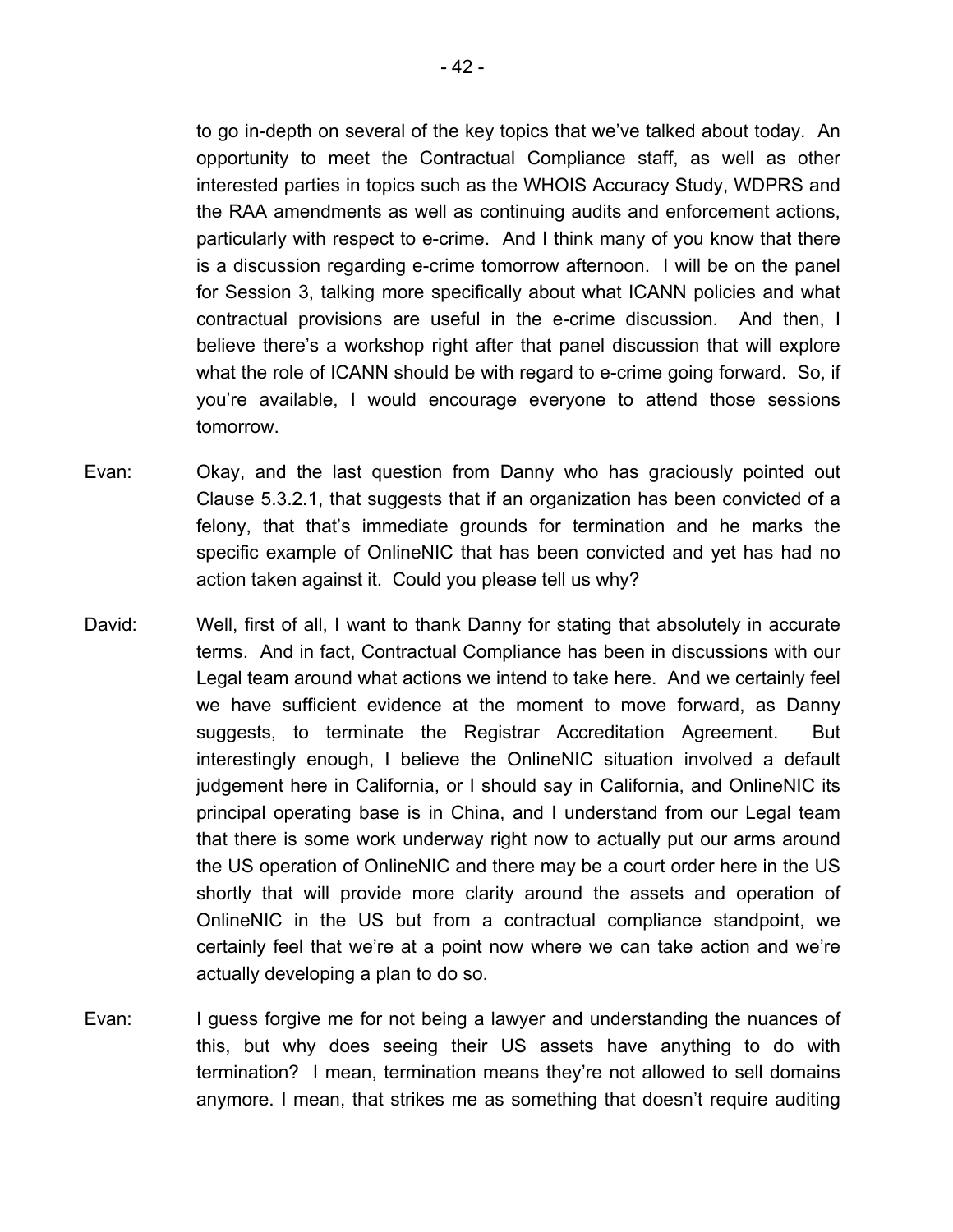to go in-depth on several of the key topics that we've talked about today. An opportunity to meet the Contractual Compliance staff, as well as other interested parties in topics such as the WHOIS Accuracy Study, WDPRS and the RAA amendments as well as continuing audits and enforcement actions, particularly with respect to e-crime. And I think many of you know that there is a discussion regarding e-crime tomorrow afternoon. I will be on the panel for Session 3, talking more specifically about what ICANN policies and what contractual provisions are useful in the e-crime discussion. And then, I believe there's a workshop right after that panel discussion that will explore what the role of ICANN should be with regard to e-crime going forward. So, if you're available, I would encourage everyone to attend those sessions tomorrow.

Evan: Okay, and the last question from Danny who has graciously pointed out Clause 5.3.2.1, that suggests that if an organization has been convicted of a felony, that that's immediate grounds for termination and he marks the specific example of OnlineNIC that has been convicted and yet has had no action taken against it. Could you please tell us why?

David: Well, first of all, I want to thank Danny for stating that absolutely in accurate terms. And in fact, Contractual Compliance has been in discussions with our Legal team around what actions we intend to take here. And we certainly feel we have sufficient evidence at the moment to move forward, as Danny suggests, to terminate the Registrar Accreditation Agreement. But interestingly enough, I believe the OnlineNIC situation involved a default judgement here in California, or I should say in California, and OnlineNIC its principal operating base is in China, and I understand from our Legal team that there is some work underway right now to actually put our arms around the US operation of OnlineNIC and there may be a court order here in the US shortly that will provide more clarity around the assets and operation of OnlineNIC in the US but from a contractual compliance standpoint, we certainly feel that we're at a point now where we can take action and we're actually developing a plan to do so.

Evan: I guess forgive me for not being a lawyer and understanding the nuances of this, but why does seeing their US assets have anything to do with termination? I mean, termination means they're not allowed to sell domains anymore. I mean, that strikes me as something that doesn't require auditing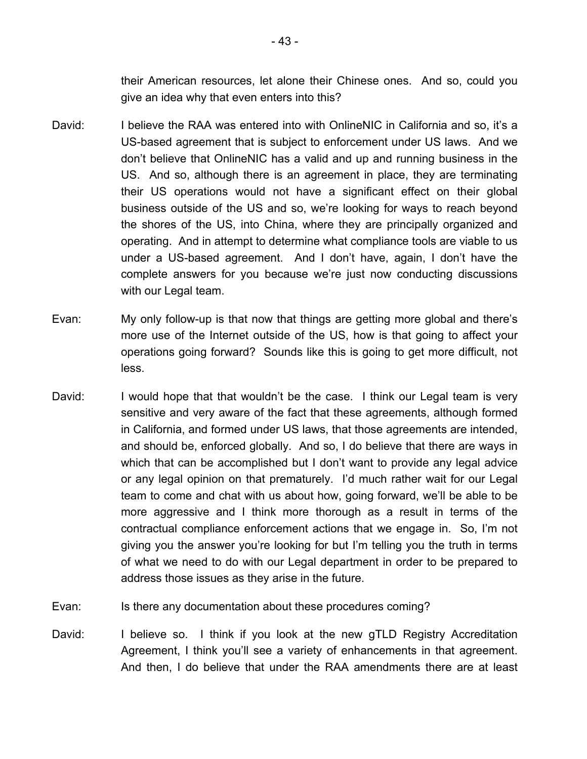their American resources, let alone their Chinese ones. And so, could you give an idea why that even enters into this?

David: I believe the RAA was entered into with OnlineNIC in California and so, it's a US-based agreement that is subject to enforcement under US laws. And we don't believe that OnlineNIC has a valid and up and running business in the US. And so, although there is an agreement in place, they are terminating their US operations would not have a significant effect on their global business outside of the US and so, we're looking for ways to reach beyond the shores of the US, into China, where they are principally organized and operating. And in attempt to determine what compliance tools are viable to us under a US-based agreement. And I don't have, again, I don't have the complete answers for you because we're just now conducting discussions with our Legal team.

Evan: My only follow-up is that now that things are getting more global and there's more use of the Internet outside of the US, how is that going to affect your operations going forward? Sounds like this is going to get more difficult, not less.

David: I would hope that that wouldn't be the case. I think our Legal team is very sensitive and very aware of the fact that these agreements, although formed in California, and formed under US laws, that those agreements are intended, and should be, enforced globally. And so, I do believe that there are ways in which that can be accomplished but I don't want to provide any legal advice or any legal opinion on that prematurely. I'd much rather wait for our Legal team to come and chat with us about how, going forward, we'll be able to be more aggressive and I think more thorough as a result in terms of the contractual compliance enforcement actions that we engage in. So, I'm not giving you the answer you're looking for but I'm telling you the truth in terms of what we need to do with our Legal department in order to be prepared to address those issues as they arise in the future.

Evan: Is there any documentation about these procedures coming?

David: I believe so. I think if you look at the new gTLD Registry Accreditation Agreement, I think you'll see a variety of enhancements in that agreement. And then, I do believe that under the RAA amendments there are at least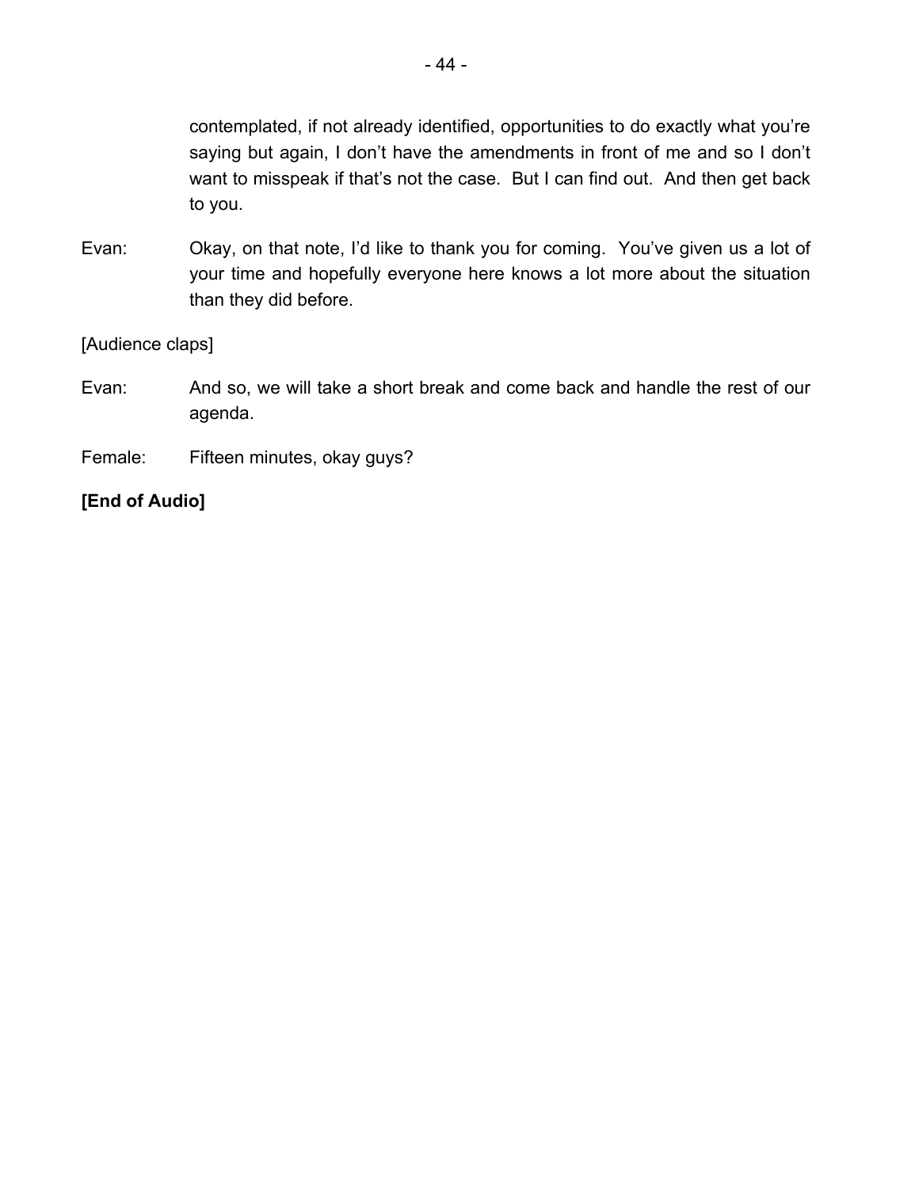contemplated, if not already identified, opportunities to do exactly what you're saying but again, I don't have the amendments in front of me and so I don't want to misspeak if that's not the case. But I can find out. And then get back to you.

Evan: Okay, on that note, I'd like to thank you for coming. You've given us a lot of your time and hopefully everyone here knows a lot more about the situation than they did before.

[Audience claps]

Evan: And so, we will take a short break and come back and handle the rest of our agenda.

Female: Fifteen minutes, okay guys?

**[End of Audio]**